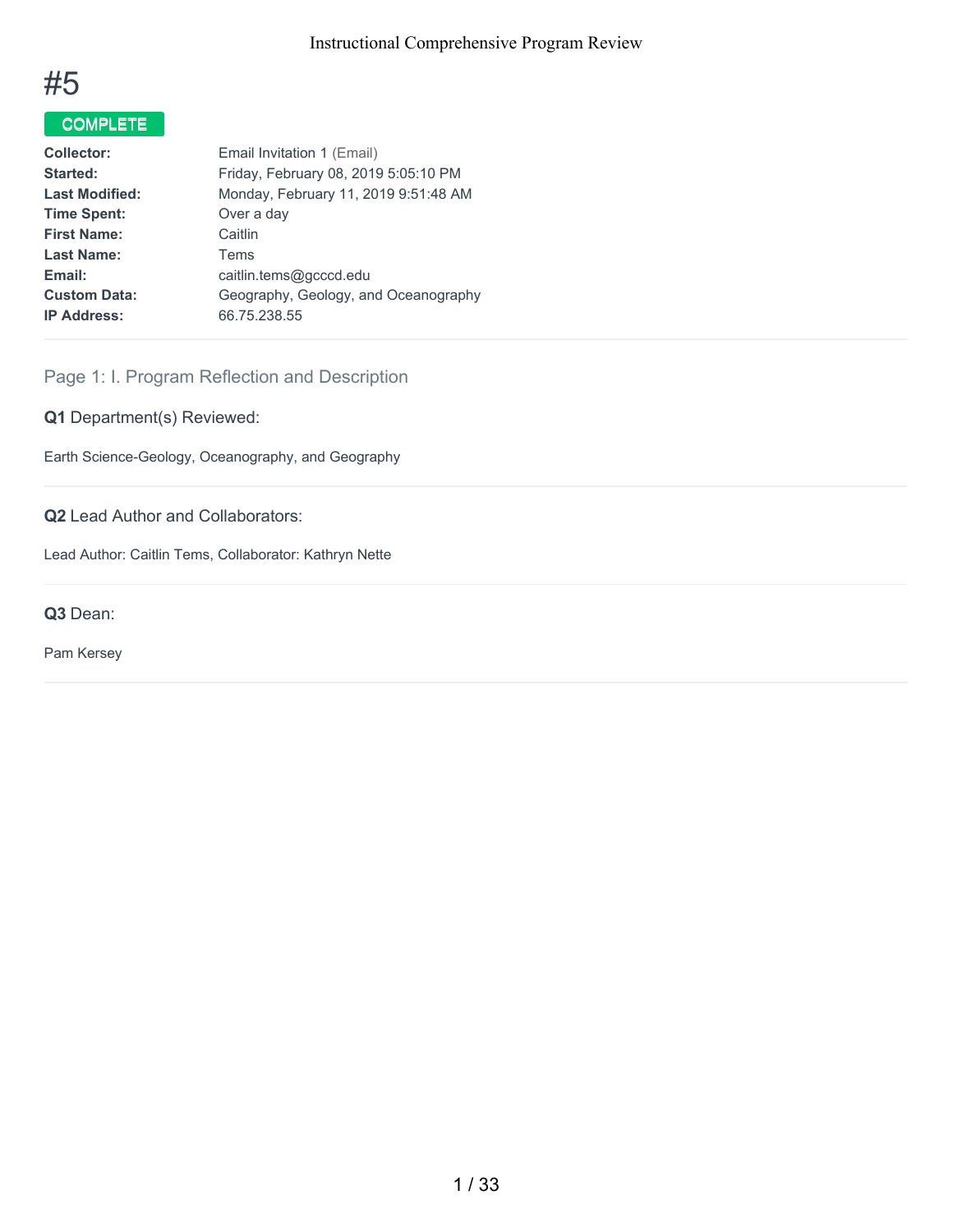# #5

**COMPLETE**

| | |
|---|---|
| **Collector:** | Email Invitation 1 (Email) |
| **Started:** | Friday, February 08, 2019 5:05:10 PM |
| **Last Modified:** | Monday, February 11, 2019 9:51:48 AM |
| **Time Spent:** | Over a day |
| **First Name:** | Caitlin |
| **Last Name:** | Tems |
| **Email:** | caitlin.tems@gcccd.edu |
| **Custom Data:** | Geography, Geology, and Oceanography |
| **IP Address:** | 66.75.238.55 |

## Page 1: I. Program Reflection and Description

**Q1** Department(s) Reviewed:

Earth Science-Geology, Oceanography, and Geography

**Q2** Lead Author and Collaborators:

Lead Author: Caitlin Tems, Collaborator: Kathryn Nette

**Q3** Dean:

Pam Kersey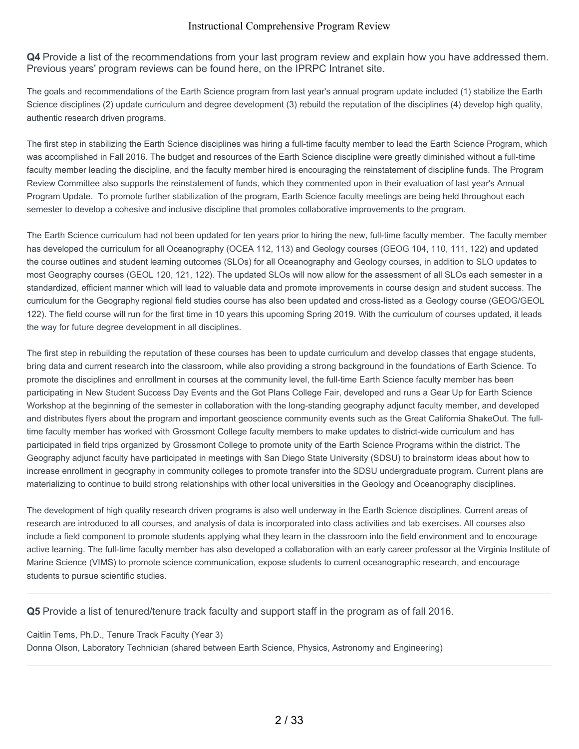**Q4** Provide a list of the recommendations from your last program review and explain how you have addressed them. Previous years' program reviews can be found here, on the IPRPC Intranet site.

The goals and recommendations of the Earth Science program from last year's annual program update included (1) stabilize the Earth Science disciplines (2) update curriculum and degree development (3) rebuild the reputation of the disciplines (4) develop high quality, authentic research driven programs.

The first step in stabilizing the Earth Science disciplines was hiring a full-time faculty member to lead the Earth Science Program, which was accomplished in Fall 2016. The budget and resources of the Earth Science discipline were greatly diminished without a full-time faculty member leading the discipline, and the faculty member hired is encouraging the reinstatement of discipline funds. The Program Review Committee also supports the reinstatement of funds, which they commented upon in their evaluation of last year's Annual Program Update. To promote further stabilization of the program, Earth Science faculty meetings are being held throughout each semester to develop a cohesive and inclusive discipline that promotes collaborative improvements to the program.

The Earth Science curriculum had not been updated for ten years prior to hiring the new, full-time faculty member. The faculty member has developed the curriculum for all Oceanography (OCEA 112, 113) and Geology courses (GEOG 104, 110, 111, 122) and updated the course outlines and student learning outcomes (SLOs) for all Oceanography and Geology courses, in addition to SLO updates to most Geography courses (GEOL 120, 121, 122). The updated SLOs will now allow for the assessment of all SLOs each semester in a standardized, efficient manner which will lead to valuable data and promote improvements in course design and student success. The curriculum for the Geography regional field studies course has also been updated and cross-listed as a Geology course (GEOG/GEOL 122). The field course will run for the first time in 10 years this upcoming Spring 2019. With the curriculum of courses updated, it leads the way for future degree development in all disciplines.

The first step in rebuilding the reputation of these courses has been to update curriculum and develop classes that engage students, bring data and current research into the classroom, while also providing a strong background in the foundations of Earth Science. To promote the disciplines and enrollment in courses at the community level, the full-time Earth Science faculty member has been participating in New Student Success Day Events and the Got Plans College Fair, developed and runs a Gear Up for Earth Science Workshop at the beginning of the semester in collaboration with the long-standing geography adjunct faculty member, and developed and distributes flyers about the program and important geoscience community events such as the Great California ShakeOut. The full-time faculty member has worked with Grossmont College faculty members to make updates to district-wide curriculum and has participated in field trips organized by Grossmont College to promote unity of the Earth Science Programs within the district. The Geography adjunct faculty have participated in meetings with San Diego State University (SDSU) to brainstorm ideas about how to increase enrollment in geography in community colleges to promote transfer into the SDSU undergraduate program. Current plans are materializing to continue to build strong relationships with other local universities in the Geology and Oceanography disciplines.

The development of high quality research driven programs is also well underway in the Earth Science disciplines. Current areas of research are introduced to all courses, and analysis of data is incorporated into class activities and lab exercises. All courses also include a field component to promote students applying what they learn in the classroom into the field environment and to encourage active learning. The full-time faculty member has also developed a collaboration with an early career professor at the Virginia Institute of Marine Science (VIMS) to promote science communication, expose students to current oceanographic research, and encourage students to pursue scientific studies.

**Q5** Provide a list of tenured/tenure track faculty and support staff in the program as of fall 2016.

Caitlin Tems, Ph.D., Tenure Track Faculty (Year 3)
Donna Olson, Laboratory Technician (shared between Earth Science, Physics, Astronomy and Engineering)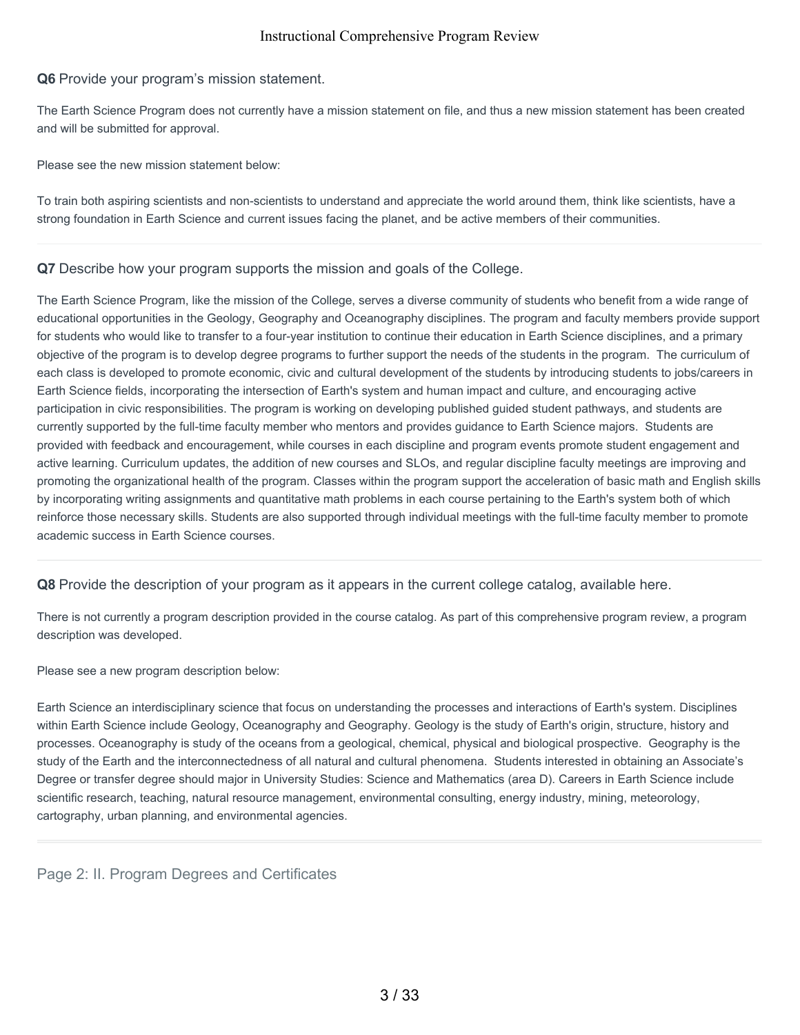**Q6** Provide your program's mission statement.

The Earth Science Program does not currently have a mission statement on file, and thus a new mission statement has been created and will be submitted for approval.

Please see the new mission statement below:

To train both aspiring scientists and non-scientists to understand and appreciate the world around them, think like scientists, have a strong foundation in Earth Science and current issues facing the planet, and be active members of their communities.

---

**Q7** Describe how your program supports the mission and goals of the College.

The Earth Science Program, like the mission of the College, serves a diverse community of students who benefit from a wide range of educational opportunities in the Geology, Geography and Oceanography disciplines. The program and faculty members provide support for students who would like to transfer to a four-year institution to continue their education in Earth Science disciplines, and a primary objective of the program is to develop degree programs to further support the needs of the students in the program. The curriculum of each class is developed to promote economic, civic and cultural development of the students by introducing students to jobs/careers in Earth Science fields, incorporating the intersection of Earth's system and human impact and culture, and encouraging active participation in civic responsibilities. The program is working on developing published guided student pathways, and students are currently supported by the full-time faculty member who mentors and provides guidance to Earth Science majors. Students are provided with feedback and encouragement, while courses in each discipline and program events promote student engagement and active learning. Curriculum updates, the addition of new courses and SLOs, and regular discipline faculty meetings are improving and promoting the organizational health of the program. Classes within the program support the acceleration of basic math and English skills by incorporating writing assignments and quantitative math problems in each course pertaining to the Earth's system both of which reinforce those necessary skills. Students are also supported through individual meetings with the full-time faculty member to promote academic success in Earth Science courses.

---

**Q8** Provide the description of your program as it appears in the current college catalog, available here.

There is not currently a program description provided in the course catalog. As part of this comprehensive program review, a program description was developed.

Please see a new program description below:

Earth Science an interdisciplinary science that focus on understanding the processes and interactions of Earth's system. Disciplines within Earth Science include Geology, Oceanography and Geography. Geology is the study of Earth's origin, structure, history and processes. Oceanography is study of the oceans from a geological, chemical, physical and biological prospective. Geography is the study of the Earth and the interconnectedness of all natural and cultural phenomena. Students interested in obtaining an Associate's Degree or transfer degree should major in University Studies: Science and Mathematics (area D). Careers in Earth Science include scientific research, teaching, natural resource management, environmental consulting, energy industry, mining, meteorology, cartography, urban planning, and environmental agencies.

---

## Page 2: II. Program Degrees and Certificates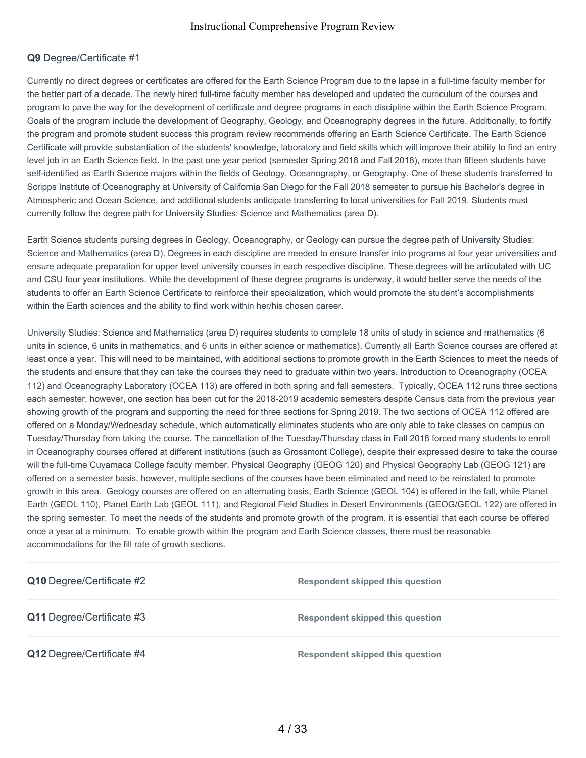**Q9** Degree/Certificate #1

Currently no direct degrees or certificates are offered for the Earth Science Program due to the lapse in a full-time faculty member for the better part of a decade. The newly hired full-time faculty member has developed and updated the curriculum of the courses and program to pave the way for the development of certificate and degree programs in each discipline within the Earth Science Program. Goals of the program include the development of Geography, Geology, and Oceanography degrees in the future. Additionally, to fortify the program and promote student success this program review recommends offering an Earth Science Certificate. The Earth Science Certificate will provide substantiation of the students' knowledge, laboratory and field skills which will improve their ability to find an entry level job in an Earth Science field. In the past one year period (semester Spring 2018 and Fall 2018), more than fifteen students have self-identified as Earth Science majors within the fields of Geology, Oceanography, or Geography. One of these students transferred to Scripps Institute of Oceanography at University of California San Diego for the Fall 2018 semester to pursue his Bachelor's degree in Atmospheric and Ocean Science, and additional students anticipate transferring to local universities for Fall 2019. Students must currently follow the degree path for University Studies: Science and Mathematics (area D).

Earth Science students pursing degrees in Geology, Oceanography, or Geology can pursue the degree path of University Studies: Science and Mathematics (area D). Degrees in each discipline are needed to ensure transfer into programs at four year universities and ensure adequate preparation for upper level university courses in each respective discipline. These degrees will be articulated with UC and CSU four year institutions. While the development of these degree programs is underway, it would better serve the needs of the students to offer an Earth Science Certificate to reinforce their specialization, which would promote the student's accomplishments within the Earth sciences and the ability to find work within her/his chosen career.

University Studies: Science and Mathematics (area D) requires students to complete 18 units of study in science and mathematics (6 units in science, 6 units in mathematics, and 6 units in either science or mathematics). Currently all Earth Science courses are offered at least once a year. This will need to be maintained, with additional sections to promote growth in the Earth Sciences to meet the needs of the students and ensure that they can take the courses they need to graduate within two years. Introduction to Oceanography (OCEA 112) and Oceanography Laboratory (OCEA 113) are offered in both spring and fall semesters. Typically, OCEA 112 runs three sections each semester, however, one section has been cut for the 2018-2019 academic semesters despite Census data from the previous year showing growth of the program and supporting the need for three sections for Spring 2019. The two sections of OCEA 112 offered are offered on a Monday/Wednesday schedule, which automatically eliminates students who are only able to take classes on campus on Tuesday/Thursday from taking the course. The cancellation of the Tuesday/Thursday class in Fall 2018 forced many students to enroll in Oceanography courses offered at different institutions (such as Grossmont College), despite their expressed desire to take the course will the full-time Cuyamaca College faculty member. Physical Geography (GEOG 120) and Physical Geography Lab (GEOG 121) are offered on a semester basis, however, multiple sections of the courses have been eliminated and need to be reinstated to promote growth in this area. Geology courses are offered on an alternating basis, Earth Science (GEOL 104) is offered in the fall, while Planet Earth (GEOL 110), Planet Earth Lab (GEOL 111), and Regional Field Studies in Desert Environments (GEOG/GEOL 122) are offered in the spring semester. To meet the needs of the students and promote growth of the program, it is essential that each course be offered once a year at a minimum. To enable growth within the program and Earth Science classes, there must be reasonable accommodations for the fill rate of growth sections.

**Q10** Degree/Certificate #2 — **Respondent skipped this question**

**Q11** Degree/Certificate #3 — **Respondent skipped this question**

**Q12** Degree/Certificate #4 — **Respondent skipped this question**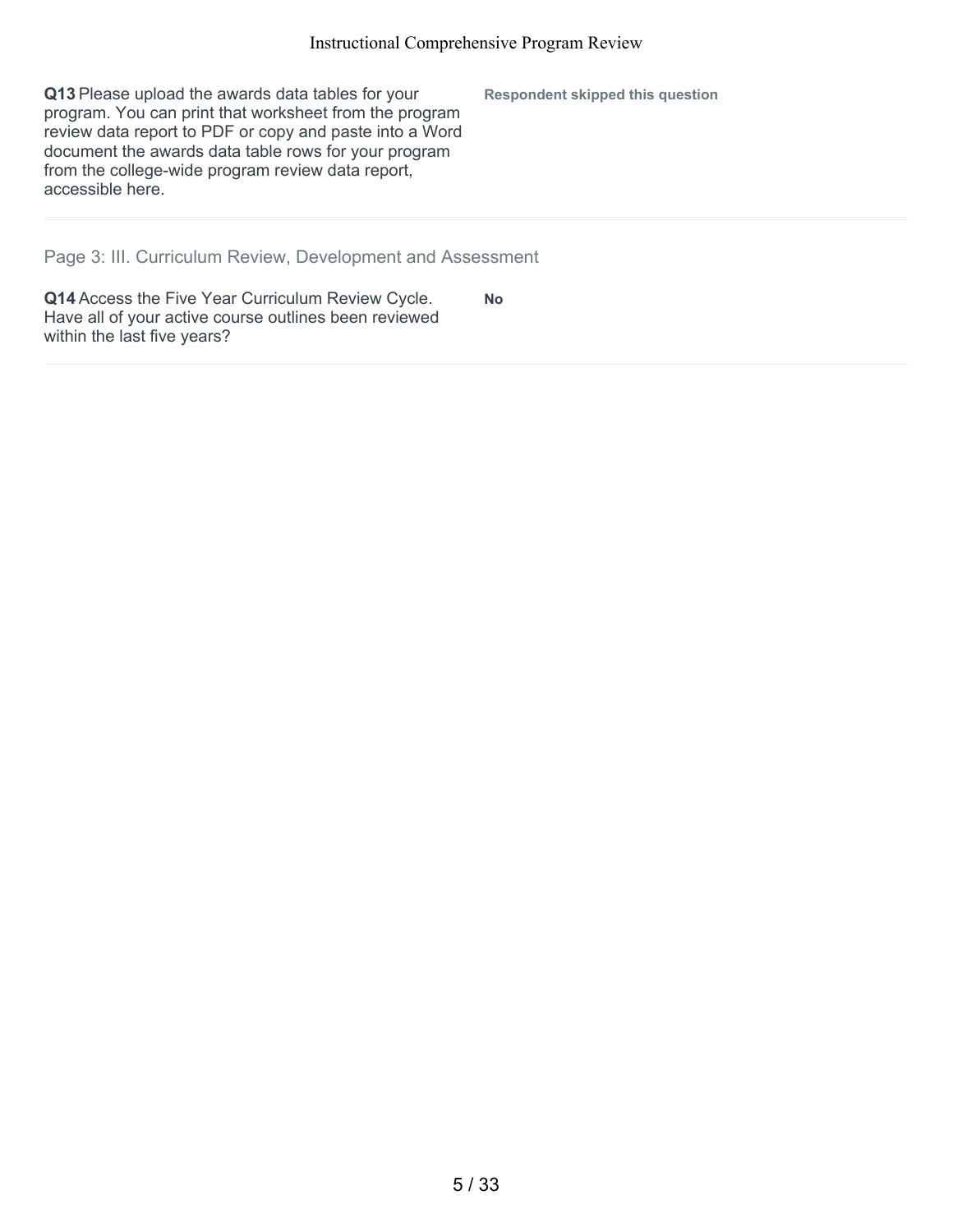**Q13** Please upload the awards data tables for your program. You can print that worksheet from the program review data report to PDF or copy and paste into a Word document the awards data table rows for your program from the college-wide program review data report, accessible here.

**Respondent skipped this question**

---

## Page 3: III. Curriculum Review, Development and Assessment

**Q14** Access the Five Year Curriculum Review Cycle. Have all of your active course outlines been reviewed within the last five years?

**No**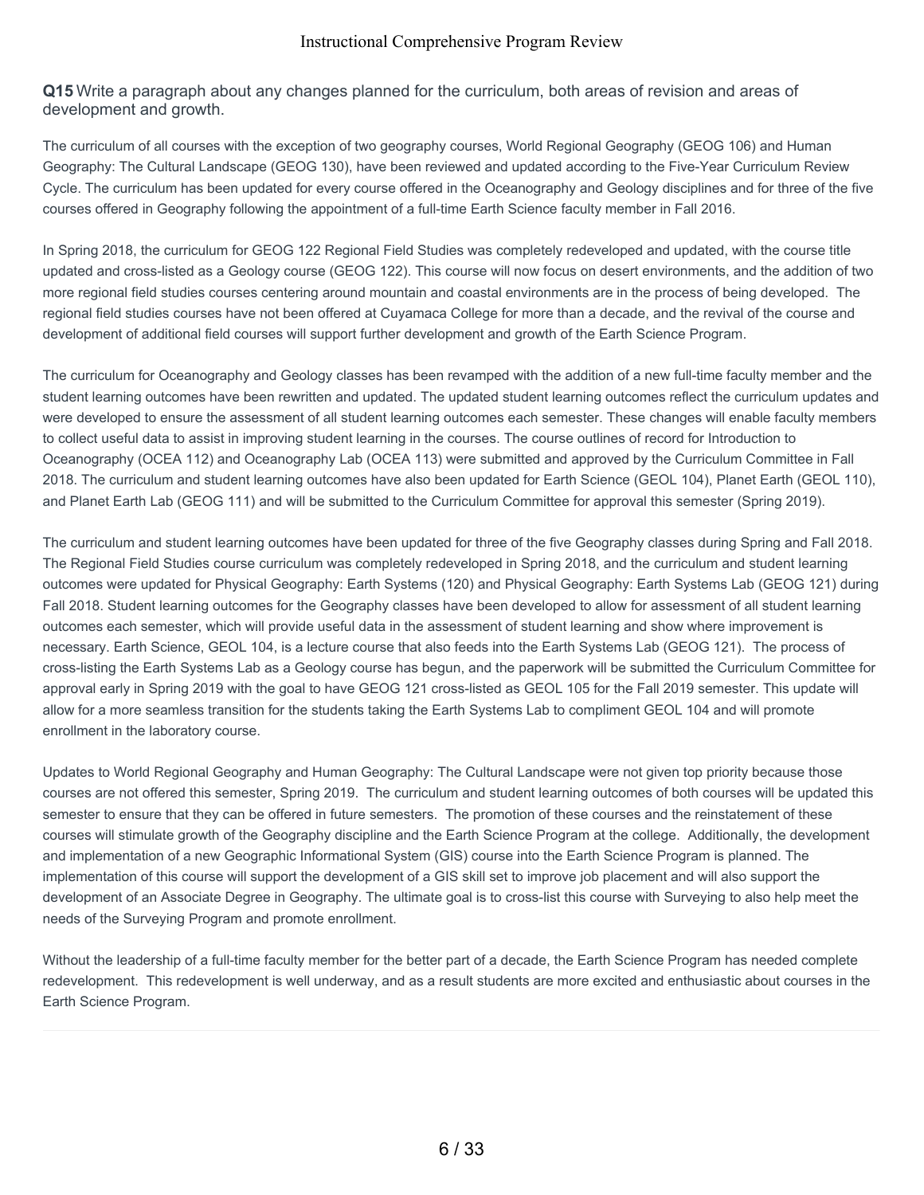**Q15** Write a paragraph about any changes planned for the curriculum, both areas of revision and areas of development and growth.

The curriculum of all courses with the exception of two geography courses, World Regional Geography (GEOG 106) and Human Geography: The Cultural Landscape (GEOG 130), have been reviewed and updated according to the Five-Year Curriculum Review Cycle. The curriculum has been updated for every course offered in the Oceanography and Geology disciplines and for three of the five courses offered in Geography following the appointment of a full-time Earth Science faculty member in Fall 2016.

In Spring 2018, the curriculum for GEOG 122 Regional Field Studies was completely redeveloped and updated, with the course title updated and cross-listed as a Geology course (GEOG 122). This course will now focus on desert environments, and the addition of two more regional field studies courses centering around mountain and coastal environments are in the process of being developed. The regional field studies courses have not been offered at Cuyamaca College for more than a decade, and the revival of the course and development of additional field courses will support further development and growth of the Earth Science Program.

The curriculum for Oceanography and Geology classes has been revamped with the addition of a new full-time faculty member and the student learning outcomes have been rewritten and updated. The updated student learning outcomes reflect the curriculum updates and were developed to ensure the assessment of all student learning outcomes each semester. These changes will enable faculty members to collect useful data to assist in improving student learning in the courses. The course outlines of record for Introduction to Oceanography (OCEA 112) and Oceanography Lab (OCEA 113) were submitted and approved by the Curriculum Committee in Fall 2018. The curriculum and student learning outcomes have also been updated for Earth Science (GEOL 104), Planet Earth (GEOL 110), and Planet Earth Lab (GEOG 111) and will be submitted to the Curriculum Committee for approval this semester (Spring 2019).

The curriculum and student learning outcomes have been updated for three of the five Geography classes during Spring and Fall 2018. The Regional Field Studies course curriculum was completely redeveloped in Spring 2018, and the curriculum and student learning outcomes were updated for Physical Geography: Earth Systems (120) and Physical Geography: Earth Systems Lab (GEOG 121) during Fall 2018. Student learning outcomes for the Geography classes have been developed to allow for assessment of all student learning outcomes each semester, which will provide useful data in the assessment of student learning and show where improvement is necessary. Earth Science, GEOL 104, is a lecture course that also feeds into the Earth Systems Lab (GEOG 121). The process of cross-listing the Earth Systems Lab as a Geology course has begun, and the paperwork will be submitted the Curriculum Committee for approval early in Spring 2019 with the goal to have GEOG 121 cross-listed as GEOL 105 for the Fall 2019 semester. This update will allow for a more seamless transition for the students taking the Earth Systems Lab to compliment GEOL 104 and will promote enrollment in the laboratory course.

Updates to World Regional Geography and Human Geography: The Cultural Landscape were not given top priority because those courses are not offered this semester, Spring 2019. The curriculum and student learning outcomes of both courses will be updated this semester to ensure that they can be offered in future semesters. The promotion of these courses and the reinstatement of these courses will stimulate growth of the Geography discipline and the Earth Science Program at the college. Additionally, the development and implementation of a new Geographic Informational System (GIS) course into the Earth Science Program is planned. The implementation of this course will support the development of a GIS skill set to improve job placement and will also support the development of an Associate Degree in Geography. The ultimate goal is to cross-list this course with Surveying to also help meet the needs of the Surveying Program and promote enrollment.

Without the leadership of a full-time faculty member for the better part of a decade, the Earth Science Program has needed complete redevelopment. This redevelopment is well underway, and as a result students are more excited and enthusiastic about courses in the Earth Science Program.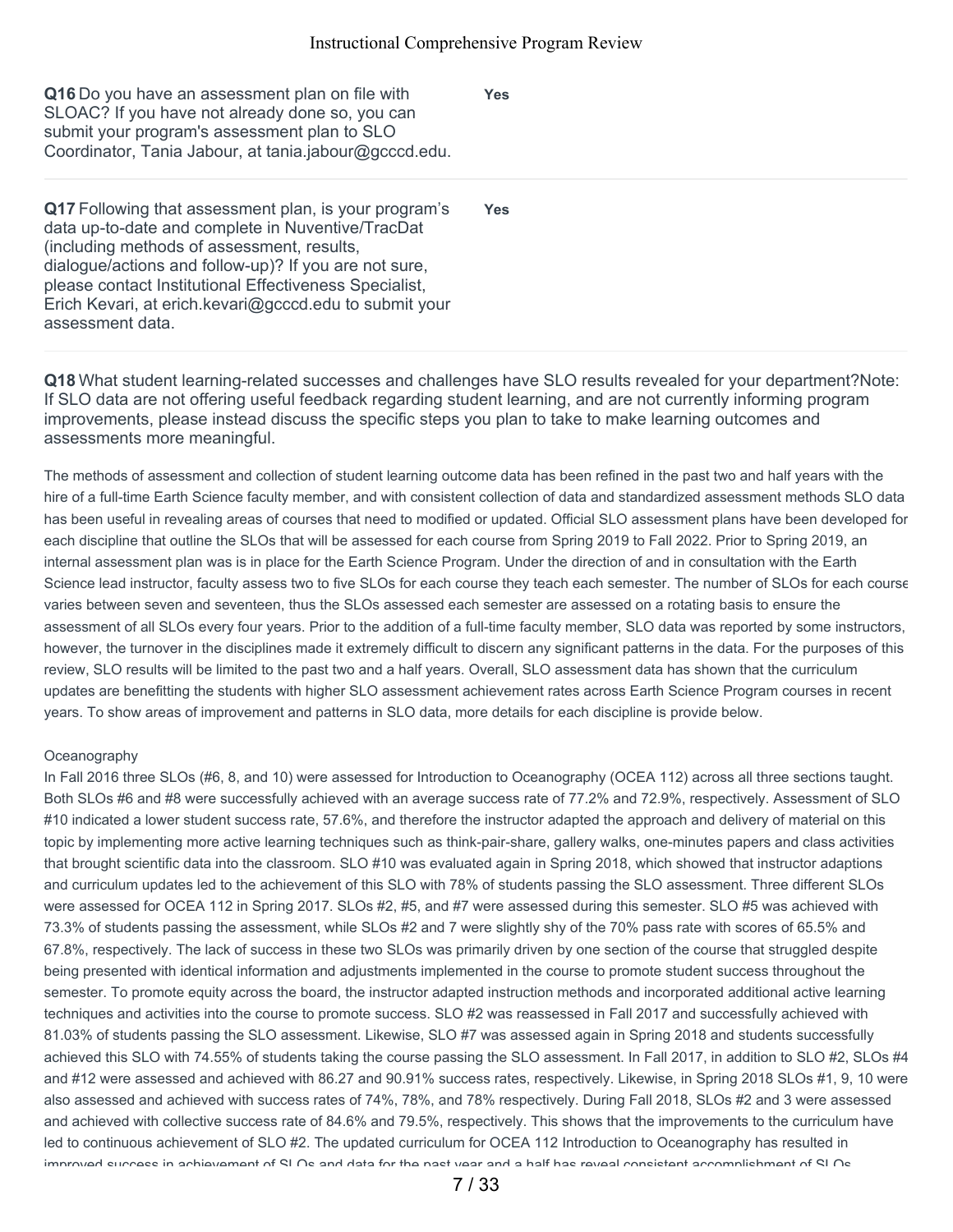**Q16** Do you have an assessment plan on file with SLOAC? If you have not already done so, you can submit your program's assessment plan to SLO Coordinator, Tania Jabour, at tania.jabour@gcccd.edu.

**Yes**

**Q17** Following that assessment plan, is your program's data up-to-date and complete in Nuventive/TracDat (including methods of assessment, results, dialogue/actions and follow-up)? If you are not sure, please contact Institutional Effectiveness Specialist, Erich Kevari, at erich.kevari@gcccd.edu to submit your assessment data.

**Yes**

**Q18** What student learning-related successes and challenges have SLO results revealed for your department?Note: If SLO data are not offering useful feedback regarding student learning, and are not currently informing program improvements, please instead discuss the specific steps you plan to take to make learning outcomes and assessments more meaningful.

The methods of assessment and collection of student learning outcome data has been refined in the past two and half years with the hire of a full-time Earth Science faculty member, and with consistent collection of data and standardized assessment methods SLO data has been useful in revealing areas of courses that need to modified or updated. Official SLO assessment plans have been developed for each discipline that outline the SLOs that will be assessed for each course from Spring 2019 to Fall 2022. Prior to Spring 2019, an internal assessment plan was is in place for the Earth Science Program. Under the direction of and in consultation with the Earth Science lead instructor, faculty assess two to five SLOs for each course they teach each semester. The number of SLOs for each course varies between seven and seventeen, thus the SLOs assessed each semester are assessed on a rotating basis to ensure the assessment of all SLOs every four years. Prior to the addition of a full-time faculty member, SLO data was reported by some instructors, however, the turnover in the disciplines made it extremely difficult to discern any significant patterns in the data. For the purposes of this review, SLO results will be limited to the past two and a half years. Overall, SLO assessment data has shown that the curriculum updates are benefitting the students with higher SLO assessment achievement rates across Earth Science Program courses in recent years. To show areas of improvement and patterns in SLO data, more details for each discipline is provide below.

Oceanography

In Fall 2016 three SLOs (#6, 8, and 10) were assessed for Introduction to Oceanography (OCEA 112) across all three sections taught. Both SLOs #6 and #8 were successfully achieved with an average success rate of 77.2% and 72.9%, respectively. Assessment of SLO #10 indicated a lower student success rate, 57.6%, and therefore the instructor adapted the approach and delivery of material on this topic by implementing more active learning techniques such as think-pair-share, gallery walks, one-minutes papers and class activities that brought scientific data into the classroom. SLO #10 was evaluated again in Spring 2018, which showed that instructor adaptions and curriculum updates led to the achievement of this SLO with 78% of students passing the SLO assessment. Three different SLOs were assessed for OCEA 112 in Spring 2017. SLOs #2, #5, and #7 were assessed during this semester. SLO #5 was achieved with 73.3% of students passing the assessment, while SLOs #2 and 7 were slightly shy of the 70% pass rate with scores of 65.5% and 67.8%, respectively. The lack of success in these two SLOs was primarily driven by one section of the course that struggled despite being presented with identical information and adjustments implemented in the course to promote student success throughout the semester. To promote equity across the board, the instructor adapted instruction methods and incorporated additional active learning techniques and activities into the course to promote success. SLO #2 was reassessed in Fall 2017 and successfully achieved with 81.03% of students passing the SLO assessment. Likewise, SLO #7 was assessed again in Spring 2018 and students successfully achieved this SLO with 74.55% of students taking the course passing the SLO assessment. In Fall 2017, in addition to SLO #2, SLOs #4 and #12 were assessed and achieved with 86.27 and 90.91% success rates, respectively. Likewise, in Spring 2018 SLOs #1, 9, 10 were also assessed and achieved with success rates of 74%, 78%, and 78% respectively. During Fall 2018, SLOs #2 and 3 were assessed and achieved with collective success rate of 84.6% and 79.5%, respectively. This shows that the improvements to the curriculum have led to continuous achievement of SLO #2. The updated curriculum for OCEA 112 Introduction to Oceanography has resulted in improved success in achievement of SLOs and data for the past year and a half has reveal consistent accomplishment of SLOs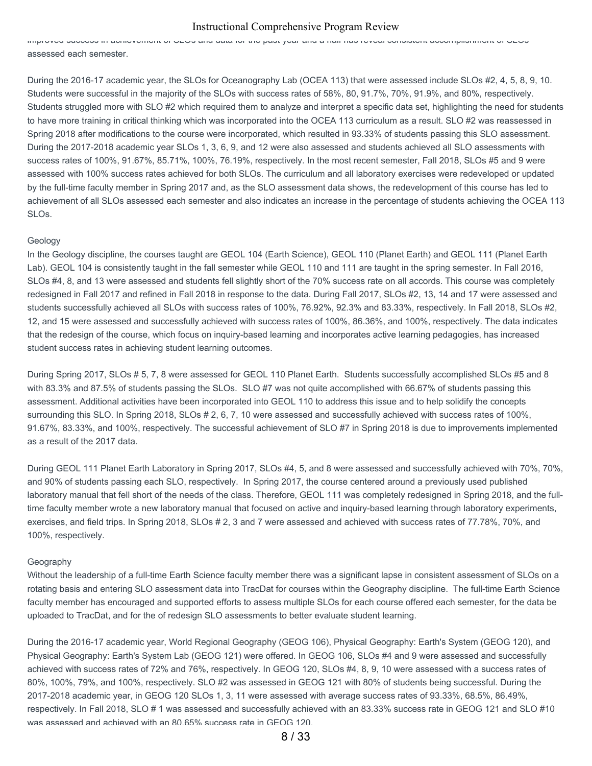improved success in achievement of SLOs and data for the past year and a half has reveal consistent accomplishment of SLOs assessed each semester.

During the 2016-17 academic year, the SLOs for Oceanography Lab (OCEA 113) that were assessed include SLOs #2, 4, 5, 8, 9, 10. Students were successful in the majority of the SLOs with success rates of 58%, 80, 91.7%, 70%, 91.9%, and 80%, respectively. Students struggled more with SLO #2 which required them to analyze and interpret a specific data set, highlighting the need for students to have more training in critical thinking which was incorporated into the OCEA 113 curriculum as a result. SLO #2 was reassessed in Spring 2018 after modifications to the course were incorporated, which resulted in 93.33% of students passing this SLO assessment. During the 2017-2018 academic year SLOs 1, 3, 6, 9, and 12 were also assessed and students achieved all SLO assessments with success rates of 100%, 91.67%, 85.71%, 100%, 76.19%, respectively. In the most recent semester, Fall 2018, SLOs #5 and 9 were assessed with 100% success rates achieved for both SLOs. The curriculum and all laboratory exercises were redeveloped or updated by the full-time faculty member in Spring 2017 and, as the SLO assessment data shows, the redevelopment of this course has led to achievement of all SLOs assessed each semester and also indicates an increase in the percentage of students achieving the OCEA 113 SLOs.

Geology
In the Geology discipline, the courses taught are GEOL 104 (Earth Science), GEOL 110 (Planet Earth) and GEOL 111 (Planet Earth Lab). GEOL 104 is consistently taught in the fall semester while GEOL 110 and 111 are taught in the spring semester. In Fall 2016, SLOs #4, 8, and 13 were assessed and students fell slightly short of the 70% success rate on all accords. This course was completely redesigned in Fall 2017 and refined in Fall 2018 in response to the data. During Fall 2017, SLOs #2, 13, 14 and 17 were assessed and students successfully achieved all SLOs with success rates of 100%, 76.92%, 92.3% and 83.33%, respectively. In Fall 2018, SLOs #2, 12, and 15 were assessed and successfully achieved with success rates of 100%, 86.36%, and 100%, respectively. The data indicates that the redesign of the course, which focus on inquiry-based learning and incorporates active learning pedagogies, has increased student success rates in achieving student learning outcomes.

During Spring 2017, SLOs # 5, 7, 8 were assessed for GEOL 110 Planet Earth. Students successfully accomplished SLOs #5 and 8 with 83.3% and 87.5% of students passing the SLOs. SLO #7 was not quite accomplished with 66.67% of students passing this assessment. Additional activities have been incorporated into GEOL 110 to address this issue and to help solidify the concepts surrounding this SLO. In Spring 2018, SLOs # 2, 6, 7, 10 were assessed and successfully achieved with success rates of 100%, 91.67%, 83.33%, and 100%, respectively. The successful achievement of SLO #7 in Spring 2018 is due to improvements implemented as a result of the 2017 data.

During GEOL 111 Planet Earth Laboratory in Spring 2017, SLOs #4, 5, and 8 were assessed and successfully achieved with 70%, 70%, and 90% of students passing each SLO, respectively. In Spring 2017, the course centered around a previously used published laboratory manual that fell short of the needs of the class. Therefore, GEOL 111 was completely redesigned in Spring 2018, and the full-time faculty member wrote a new laboratory manual that focused on active and inquiry-based learning through laboratory experiments, exercises, and field trips. In Spring 2018, SLOs # 2, 3 and 7 were assessed and achieved with success rates of 77.78%, 70%, and 100%, respectively.

Geography
Without the leadership of a full-time Earth Science faculty member there was a significant lapse in consistent assessment of SLOs on a rotating basis and entering SLO assessment data into TracDat for courses within the Geography discipline. The full-time Earth Science faculty member has encouraged and supported efforts to assess multiple SLOs for each course offered each semester, for the data be uploaded to TracDat, and for the of redesign SLO assessments to better evaluate student learning.

During the 2016-17 academic year, World Regional Geography (GEOG 106), Physical Geography: Earth's System (GEOG 120), and Physical Geography: Earth's System Lab (GEOG 121) were offered. In GEOG 106, SLOs #4 and 9 were assessed and successfully achieved with success rates of 72% and 76%, respectively. In GEOG 120, SLOs #4, 8, 9, 10 were assessed with a success rates of 80%, 100%, 79%, and 100%, respectively. SLO #2 was assessed in GEOG 121 with 80% of students being successful. During the 2017-2018 academic year, in GEOG 120 SLOs 1, 3, 11 were assessed with average success rates of 93.33%, 68.5%, 86.49%, respectively. In Fall 2018, SLO # 1 was assessed and successfully achieved with an 83.33% success rate in GEOG 121 and SLO #10 was assessed and achieved with an 80.65% success rate in GEOG 120.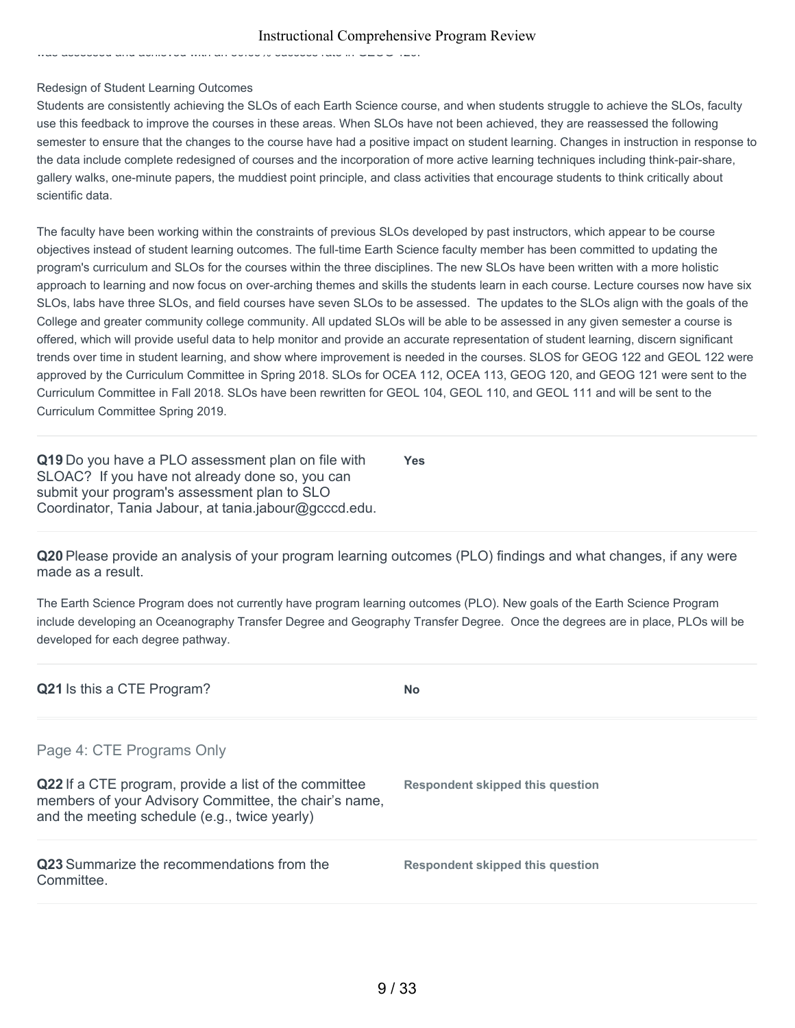was assessed and achieved with an 90.95% success rate in GEOG 120.

Redesign of Student Learning Outcomes

Students are consistently achieving the SLOs of each Earth Science course, and when students struggle to achieve the SLOs, faculty use this feedback to improve the courses in these areas. When SLOs have not been achieved, they are reassessed the following semester to ensure that the changes to the course have had a positive impact on student learning. Changes in instruction in response to the data include complete redesigned of courses and the incorporation of more active learning techniques including think-pair-share, gallery walks, one-minute papers, the muddiest point principle, and class activities that encourage students to think critically about scientific data.

The faculty have been working within the constraints of previous SLOs developed by past instructors, which appear to be course objectives instead of student learning outcomes. The full-time Earth Science faculty member has been committed to updating the program's curriculum and SLOs for the courses within the three disciplines. The new SLOs have been written with a more holistic approach to learning and now focus on over-arching themes and skills the students learn in each course. Lecture courses now have six SLOs, labs have three SLOs, and field courses have seven SLOs to be assessed. The updates to the SLOs align with the goals of the College and greater community college community. All updated SLOs will be able to be assessed in any given semester a course is offered, which will provide useful data to help monitor and provide an accurate representation of student learning, discern significant trends over time in student learning, and show where improvement is needed in the courses. SLOS for GEOG 122 and GEOL 122 were approved by the Curriculum Committee in Spring 2018. SLOs for OCEA 112, OCEA 113, GEOG 120, and GEOG 121 were sent to the Curriculum Committee in Fall 2018. SLOs have been rewritten for GEOL 104, GEOL 110, and GEOL 111 and will be sent to the Curriculum Committee Spring 2019.

**Q19** Do you have a PLO assessment plan on file with SLOAC? If you have not already done so, you can submit your program's assessment plan to SLO Coordinator, Tania Jabour, at tania.jabour@gcccd.edu.

**Yes**

**Q20** Please provide an analysis of your program learning outcomes (PLO) findings and what changes, if any were made as a result.

The Earth Science Program does not currently have program learning outcomes (PLO). New goals of the Earth Science Program include developing an Oceanography Transfer Degree and Geography Transfer Degree. Once the degrees are in place, PLOs will be developed for each degree pathway.

**Q21** Is this a CTE Program?

**No**

## Page 4: CTE Programs Only

**Q22** If a CTE program, provide a list of the committee members of your Advisory Committee, the chair's name, and the meeting schedule (e.g., twice yearly)

**Respondent skipped this question**

**Q23** Summarize the recommendations from the Committee.

**Respondent skipped this question**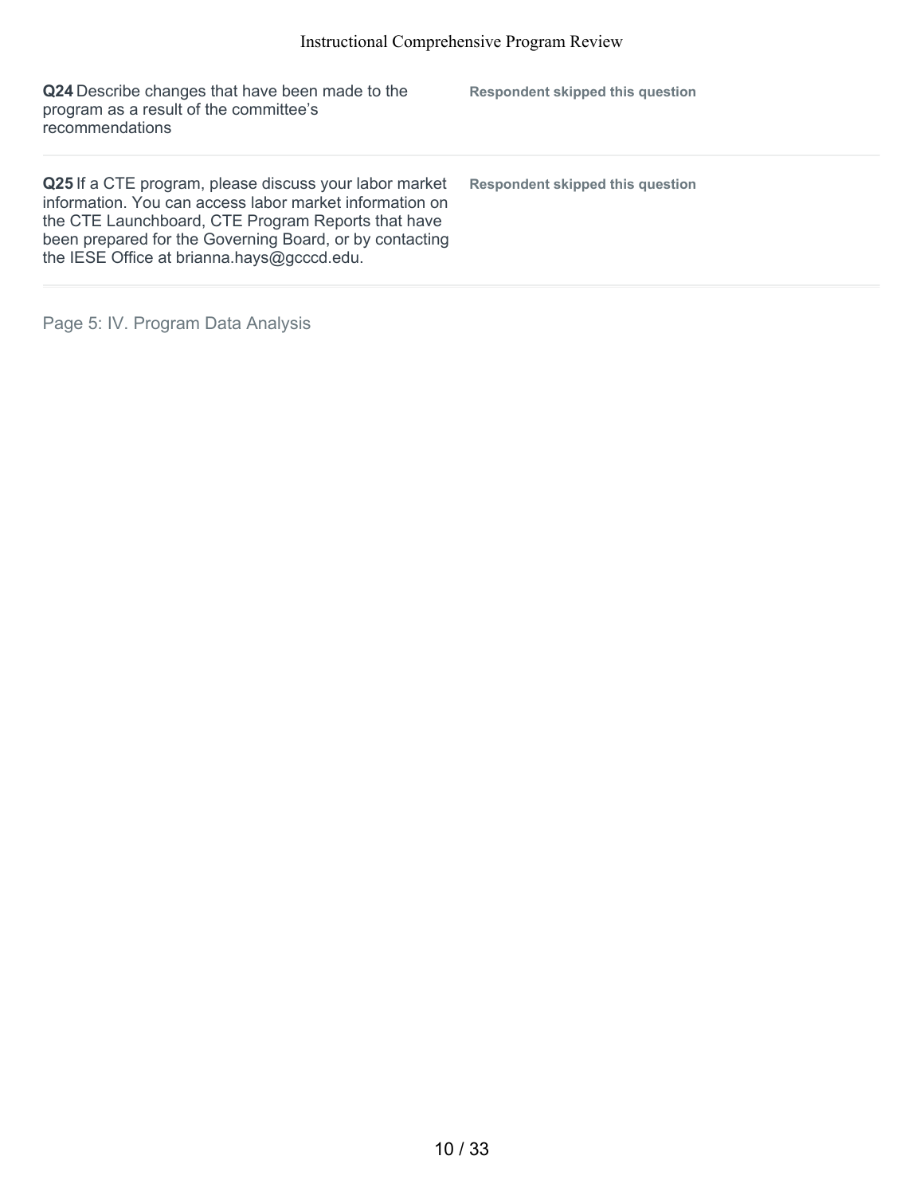**Q24** Describe changes that have been made to the program as a result of the committee's recommendations

**Respondent skipped this question**

---

**Q25** If a CTE program, please discuss your labor market information. You can access labor market information on the CTE Launchboard, CTE Program Reports that have been prepared for the Governing Board, or by contacting the IESE Office at brianna.hays@gcccd.edu.

**Respondent skipped this question**

---

Page 5: IV. Program Data Analysis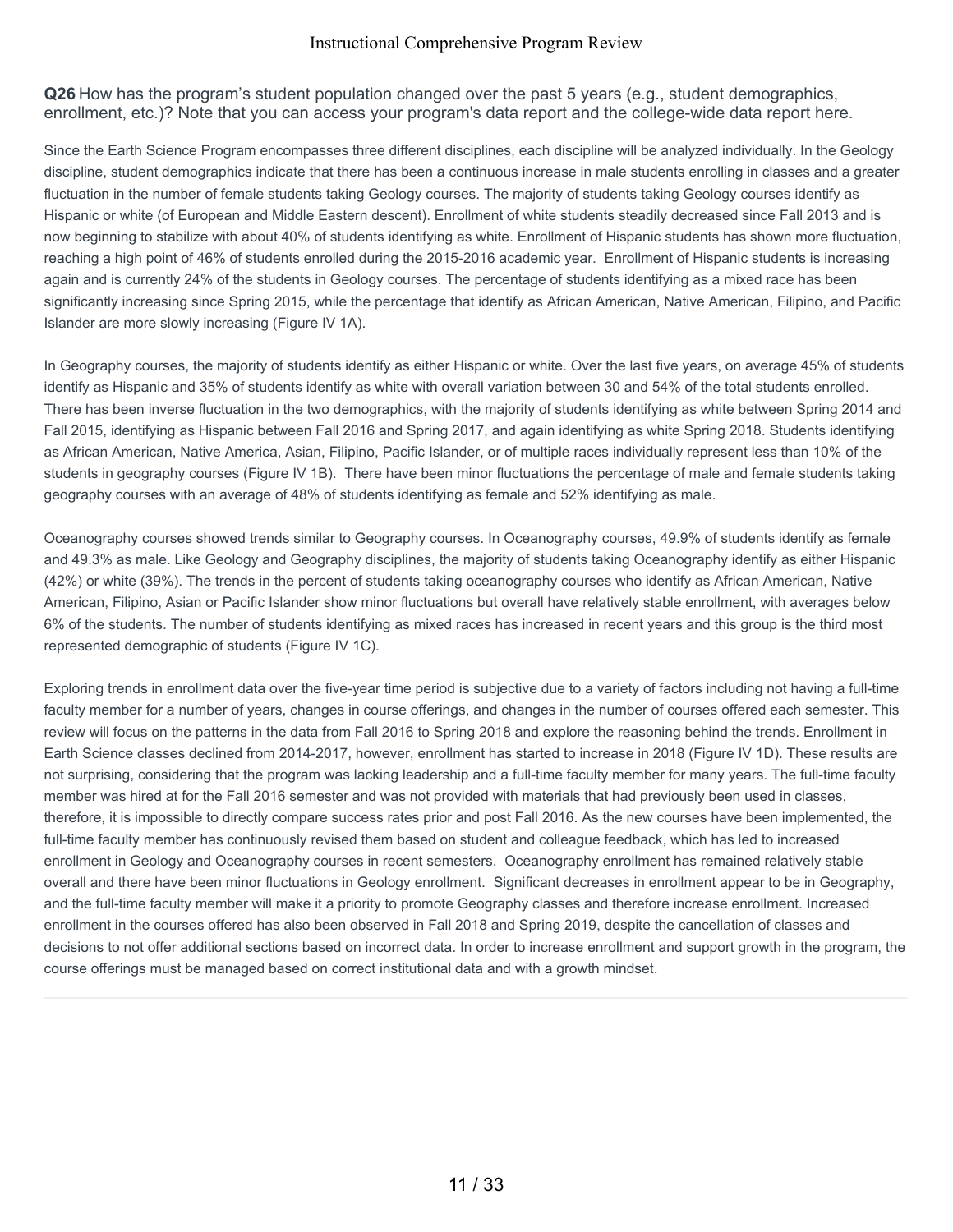**Q26** How has the program's student population changed over the past 5 years (e.g., student demographics, enrollment, etc.)? Note that you can access your program's data report and the college-wide data report here.

Since the Earth Science Program encompasses three different disciplines, each discipline will be analyzed individually. In the Geology discipline, student demographics indicate that there has been a continuous increase in male students enrolling in classes and a greater fluctuation in the number of female students taking Geology courses. The majority of students taking Geology courses identify as Hispanic or white (of European and Middle Eastern descent). Enrollment of white students steadily decreased since Fall 2013 and is now beginning to stabilize with about 40% of students identifying as white. Enrollment of Hispanic students has shown more fluctuation, reaching a high point of 46% of students enrolled during the 2015-2016 academic year. Enrollment of Hispanic students is increasing again and is currently 24% of the students in Geology courses. The percentage of students identifying as a mixed race has been significantly increasing since Spring 2015, while the percentage that identify as African American, Native American, Filipino, and Pacific Islander are more slowly increasing (Figure IV 1A).

In Geography courses, the majority of students identify as either Hispanic or white. Over the last five years, on average 45% of students identify as Hispanic and 35% of students identify as white with overall variation between 30 and 54% of the total students enrolled. There has been inverse fluctuation in the two demographics, with the majority of students identifying as white between Spring 2014 and Fall 2015, identifying as Hispanic between Fall 2016 and Spring 2017, and again identifying as white Spring 2018. Students identifying as African American, Native America, Asian, Filipino, Pacific Islander, or of multiple races individually represent less than 10% of the students in geography courses (Figure IV 1B). There have been minor fluctuations the percentage of male and female students taking geography courses with an average of 48% of students identifying as female and 52% identifying as male.

Oceanography courses showed trends similar to Geography courses. In Oceanography courses, 49.9% of students identify as female and 49.3% as male. Like Geology and Geography disciplines, the majority of students taking Oceanography identify as either Hispanic (42%) or white (39%). The trends in the percent of students taking oceanography courses who identify as African American, Native American, Filipino, Asian or Pacific Islander show minor fluctuations but overall have relatively stable enrollment, with averages below 6% of the students. The number of students identifying as mixed races has increased in recent years and this group is the third most represented demographic of students (Figure IV 1C).

Exploring trends in enrollment data over the five-year time period is subjective due to a variety of factors including not having a full-time faculty member for a number of years, changes in course offerings, and changes in the number of courses offered each semester. This review will focus on the patterns in the data from Fall 2016 to Spring 2018 and explore the reasoning behind the trends. Enrollment in Earth Science classes declined from 2014-2017, however, enrollment has started to increase in 2018 (Figure IV 1D). These results are not surprising, considering that the program was lacking leadership and a full-time faculty member for many years. The full-time faculty member was hired at for the Fall 2016 semester and was not provided with materials that had previously been used in classes, therefore, it is impossible to directly compare success rates prior and post Fall 2016. As the new courses have been implemented, the full-time faculty member has continuously revised them based on student and colleague feedback, which has led to increased enrollment in Geology and Oceanography courses in recent semesters. Oceanography enrollment has remained relatively stable overall and there have been minor fluctuations in Geology enrollment. Significant decreases in enrollment appear to be in Geography, and the full-time faculty member will make it a priority to promote Geography classes and therefore increase enrollment. Increased enrollment in the courses offered has also been observed in Fall 2018 and Spring 2019, despite the cancellation of classes and decisions to not offer additional sections based on incorrect data. In order to increase enrollment and support growth in the program, the course offerings must be managed based on correct institutional data and with a growth mindset.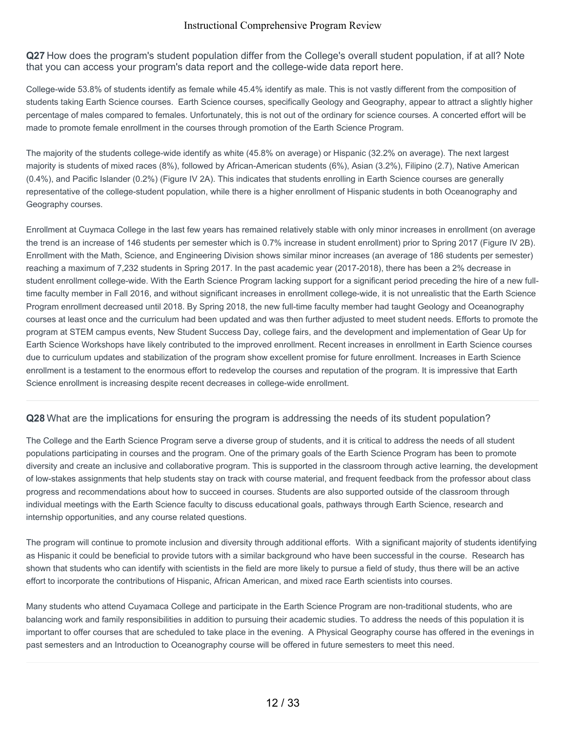**Q27** How does the program's student population differ from the College's overall student population, if at all? Note that you can access your program's data report and the college-wide data report here.

College-wide 53.8% of students identify as female while 45.4% identify as male. This is not vastly different from the composition of students taking Earth Science courses. Earth Science courses, specifically Geology and Geography, appear to attract a slightly higher percentage of males compared to females. Unfortunately, this is not out of the ordinary for science courses. A concerted effort will be made to promote female enrollment in the courses through promotion of the Earth Science Program.

The majority of the students college-wide identify as white (45.8% on average) or Hispanic (32.2% on average). The next largest majority is students of mixed races (8%), followed by African-American students (6%), Asian (3.2%), Filipino (2.7), Native American (0.4%), and Pacific Islander (0.2%) (Figure IV 2A). This indicates that students enrolling in Earth Science courses are generally representative of the college-student population, while there is a higher enrollment of Hispanic students in both Oceanography and Geography courses.

Enrollment at Cuymaca College in the last few years has remained relatively stable with only minor increases in enrollment (on average the trend is an increase of 146 students per semester which is 0.7% increase in student enrollment) prior to Spring 2017 (Figure IV 2B). Enrollment with the Math, Science, and Engineering Division shows similar minor increases (an average of 186 students per semester) reaching a maximum of 7,232 students in Spring 2017. In the past academic year (2017-2018), there has been a 2% decrease in student enrollment college-wide. With the Earth Science Program lacking support for a significant period preceding the hire of a new full-time faculty member in Fall 2016, and without significant increases in enrollment college-wide, it is not unrealistic that the Earth Science Program enrollment decreased until 2018. By Spring 2018, the new full-time faculty member had taught Geology and Oceanography courses at least once and the curriculum had been updated and was then further adjusted to meet student needs. Efforts to promote the program at STEM campus events, New Student Success Day, college fairs, and the development and implementation of Gear Up for Earth Science Workshops have likely contributed to the improved enrollment. Recent increases in enrollment in Earth Science courses due to curriculum updates and stabilization of the program show excellent promise for future enrollment. Increases in Earth Science enrollment is a testament to the enormous effort to redevelop the courses and reputation of the program. It is impressive that Earth Science enrollment is increasing despite recent decreases in college-wide enrollment.

**Q28** What are the implications for ensuring the program is addressing the needs of its student population?

The College and the Earth Science Program serve a diverse group of students, and it is critical to address the needs of all student populations participating in courses and the program. One of the primary goals of the Earth Science Program has been to promote diversity and create an inclusive and collaborative program. This is supported in the classroom through active learning, the development of low-stakes assignments that help students stay on track with course material, and frequent feedback from the professor about class progress and recommendations about how to succeed in courses. Students are also supported outside of the classroom through individual meetings with the Earth Science faculty to discuss educational goals, pathways through Earth Science, research and internship opportunities, and any course related questions.

The program will continue to promote inclusion and diversity through additional efforts. With a significant majority of students identifying as Hispanic it could be beneficial to provide tutors with a similar background who have been successful in the course. Research has shown that students who can identify with scientists in the field are more likely to pursue a field of study, thus there will be an active effort to incorporate the contributions of Hispanic, African American, and mixed race Earth scientists into courses.

Many students who attend Cuyamaca College and participate in the Earth Science Program are non-traditional students, who are balancing work and family responsibilities in addition to pursuing their academic studies. To address the needs of this population it is important to offer courses that are scheduled to take place in the evening. A Physical Geography course has offered in the evenings in past semesters and an Introduction to Oceanography course will be offered in future semesters to meet this need.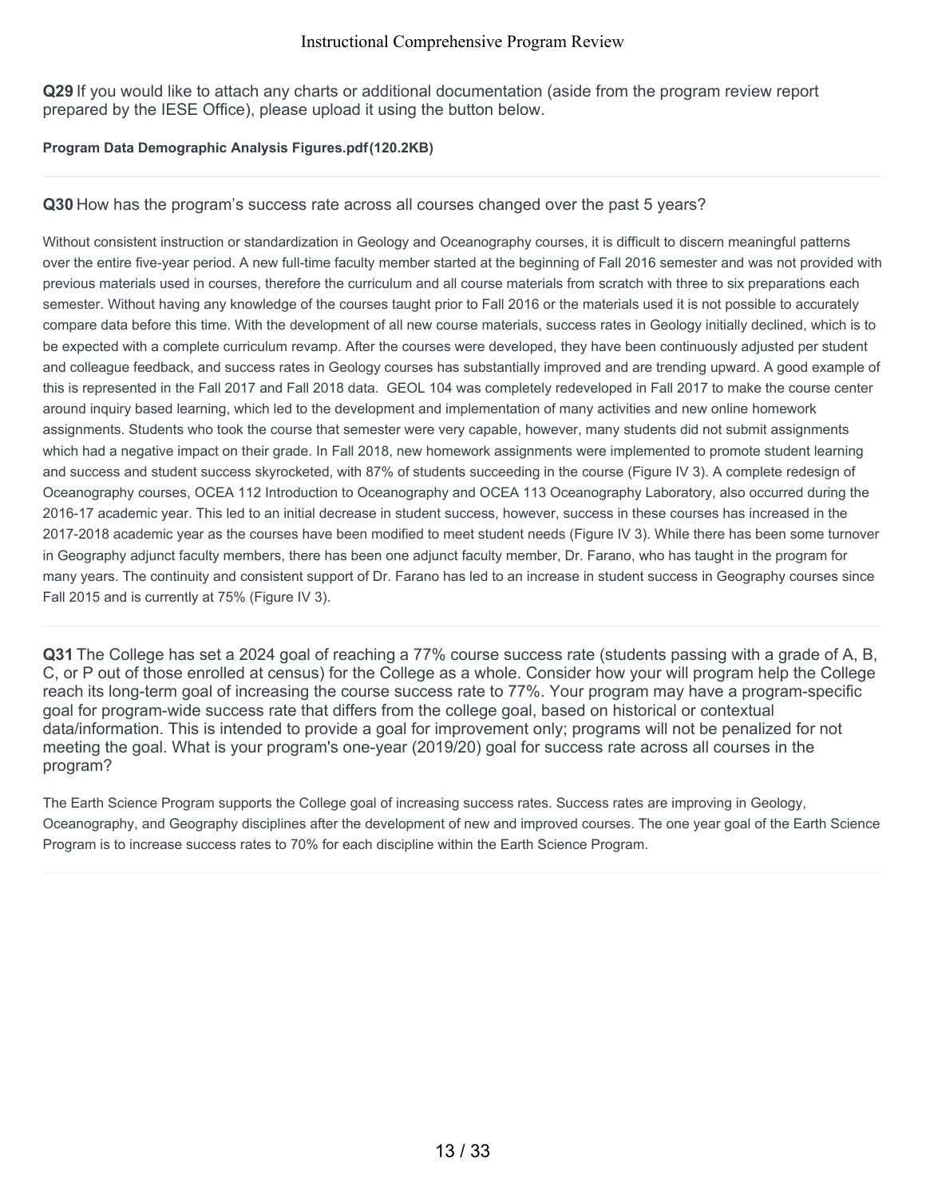**Q29** If you would like to attach any charts or additional documentation (aside from the program review report prepared by the IESE Office), please upload it using the button below.

**Program Data Demographic Analysis Figures.pdf(120.2KB)**

---

**Q30** How has the program's success rate across all courses changed over the past 5 years?

Without consistent instruction or standardization in Geology and Oceanography courses, it is difficult to discern meaningful patterns over the entire five-year period. A new full-time faculty member started at the beginning of Fall 2016 semester and was not provided with previous materials used in courses, therefore the curriculum and all course materials from scratch with three to six preparations each semester. Without having any knowledge of the courses taught prior to Fall 2016 or the materials used it is not possible to accurately compare data before this time. With the development of all new course materials, success rates in Geology initially declined, which is to be expected with a complete curriculum revamp. After the courses were developed, they have been continuously adjusted per student and colleague feedback, and success rates in Geology courses has substantially improved and are trending upward. A good example of this is represented in the Fall 2017 and Fall 2018 data. GEOL 104 was completely redeveloped in Fall 2017 to make the course center around inquiry based learning, which led to the development and implementation of many activities and new online homework assignments. Students who took the course that semester were very capable, however, many students did not submit assignments which had a negative impact on their grade. In Fall 2018, new homework assignments were implemented to promote student learning and success and student success skyrocketed, with 87% of students succeeding in the course (Figure IV 3). A complete redesign of Oceanography courses, OCEA 112 Introduction to Oceanography and OCEA 113 Oceanography Laboratory, also occurred during the 2016-17 academic year. This led to an initial decrease in student success, however, success in these courses has increased in the 2017-2018 academic year as the courses have been modified to meet student needs (Figure IV 3). While there has been some turnover in Geography adjunct faculty members, there has been one adjunct faculty member, Dr. Farano, who has taught in the program for many years. The continuity and consistent support of Dr. Farano has led to an increase in student success in Geography courses since Fall 2015 and is currently at 75% (Figure IV 3).

---

**Q31** The College has set a 2024 goal of reaching a 77% course success rate (students passing with a grade of A, B, C, or P out of those enrolled at census) for the College as a whole. Consider how your will program help the College reach its long-term goal of increasing the course success rate to 77%. Your program may have a program-specific goal for program-wide success rate that differs from the college goal, based on historical or contextual data/information. This is intended to provide a goal for improvement only; programs will not be penalized for not meeting the goal. What is your program's one-year (2019/20) goal for success rate across all courses in the program?

The Earth Science Program supports the College goal of increasing success rates. Success rates are improving in Geology, Oceanography, and Geography disciplines after the development of new and improved courses. The one year goal of the Earth Science Program is to increase success rates to 70% for each discipline within the Earth Science Program.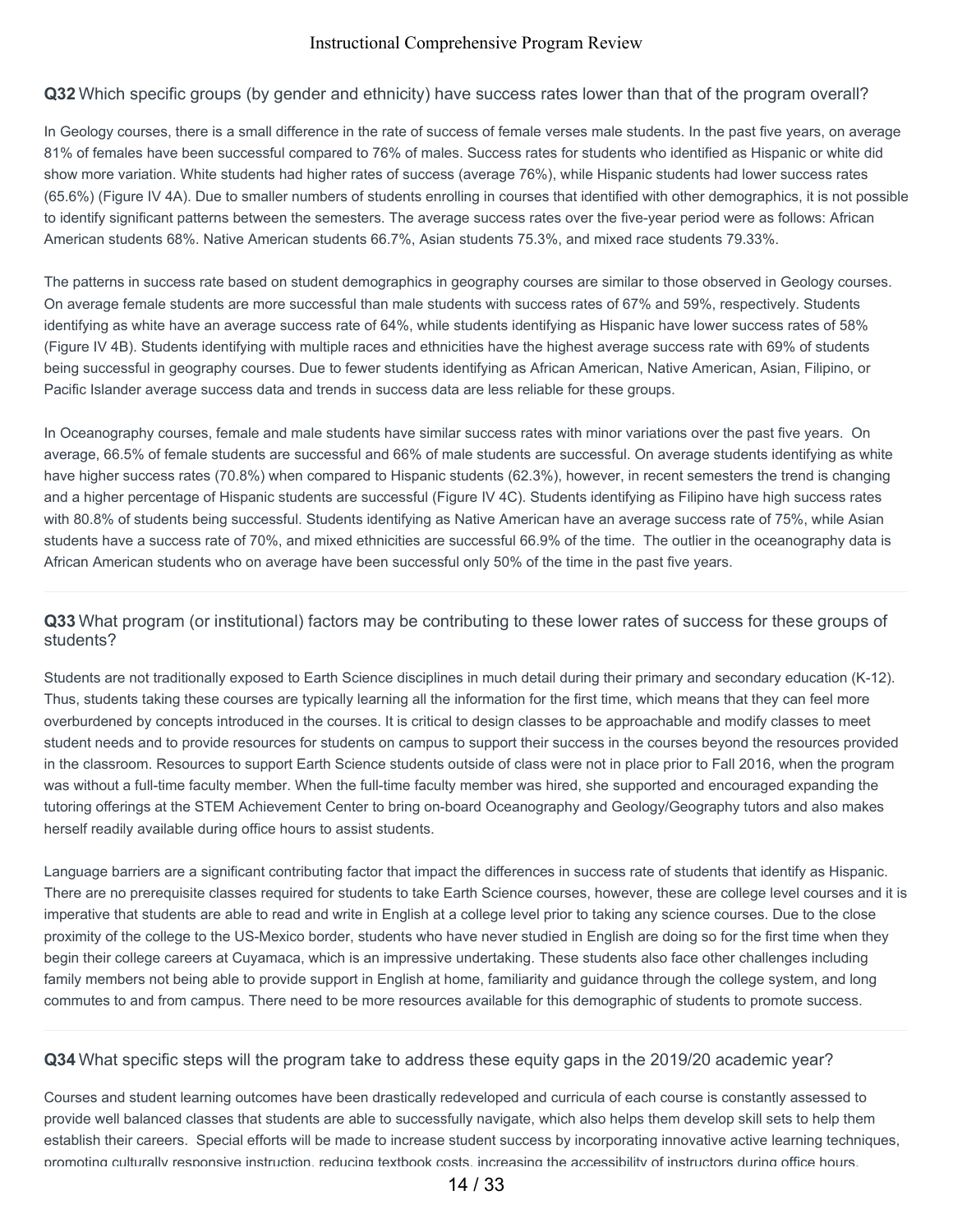**Q32** Which specific groups (by gender and ethnicity) have success rates lower than that of the program overall?

In Geology courses, there is a small difference in the rate of success of female verses male students. In the past five years, on average 81% of females have been successful compared to 76% of males. Success rates for students who identified as Hispanic or white did show more variation. White students had higher rates of success (average 76%), while Hispanic students had lower success rates (65.6%) (Figure IV 4A). Due to smaller numbers of students enrolling in courses that identified with other demographics, it is not possible to identify significant patterns between the semesters. The average success rates over the five-year period were as follows: African American students 68%. Native American students 66.7%, Asian students 75.3%, and mixed race students 79.33%.

The patterns in success rate based on student demographics in geography courses are similar to those observed in Geology courses. On average female students are more successful than male students with success rates of 67% and 59%, respectively. Students identifying as white have an average success rate of 64%, while students identifying as Hispanic have lower success rates of 58% (Figure IV 4B). Students identifying with multiple races and ethnicities have the highest average success rate with 69% of students being successful in geography courses. Due to fewer students identifying as African American, Native American, Asian, Filipino, or Pacific Islander average success data and trends in success data are less reliable for these groups.

In Oceanography courses, female and male students have similar success rates with minor variations over the past five years. On average, 66.5% of female students are successful and 66% of male students are successful. On average students identifying as white have higher success rates (70.8%) when compared to Hispanic students (62.3%), however, in recent semesters the trend is changing and a higher percentage of Hispanic students are successful (Figure IV 4C). Students identifying as Filipino have high success rates with 80.8% of students being successful. Students identifying as Native American have an average success rate of 75%, while Asian students have a success rate of 70%, and mixed ethnicities are successful 66.9% of the time. The outlier in the oceanography data is African American students who on average have been successful only 50% of the time in the past five years.

**Q33** What program (or institutional) factors may be contributing to these lower rates of success for these groups of students?

Students are not traditionally exposed to Earth Science disciplines in much detail during their primary and secondary education (K-12). Thus, students taking these courses are typically learning all the information for the first time, which means that they can feel more overburdened by concepts introduced in the courses. It is critical to design classes to be approachable and modify classes to meet student needs and to provide resources for students on campus to support their success in the courses beyond the resources provided in the classroom. Resources to support Earth Science students outside of class were not in place prior to Fall 2016, when the program was without a full-time faculty member. When the full-time faculty member was hired, she supported and encouraged expanding the tutoring offerings at the STEM Achievement Center to bring on-board Oceanography and Geology/Geography tutors and also makes herself readily available during office hours to assist students.

Language barriers are a significant contributing factor that impact the differences in success rate of students that identify as Hispanic. There are no prerequisite classes required for students to take Earth Science courses, however, these are college level courses and it is imperative that students are able to read and write in English at a college level prior to taking any science courses. Due to the close proximity of the college to the US-Mexico border, students who have never studied in English are doing so for the first time when they begin their college careers at Cuyamaca, which is an impressive undertaking. These students also face other challenges including family members not being able to provide support in English at home, familiarity and guidance through the college system, and long commutes to and from campus. There need to be more resources available for this demographic of students to promote success.

**Q34** What specific steps will the program take to address these equity gaps in the 2019/20 academic year?

Courses and student learning outcomes have been drastically redeveloped and curricula of each course is constantly assessed to provide well balanced classes that students are able to successfully navigate, which also helps them develop skill sets to help them establish their careers. Special efforts will be made to increase student success by incorporating innovative active learning techniques, promoting culturally responsive instruction, reducing textbook costs, increasing the accessibility of instructors during office hours,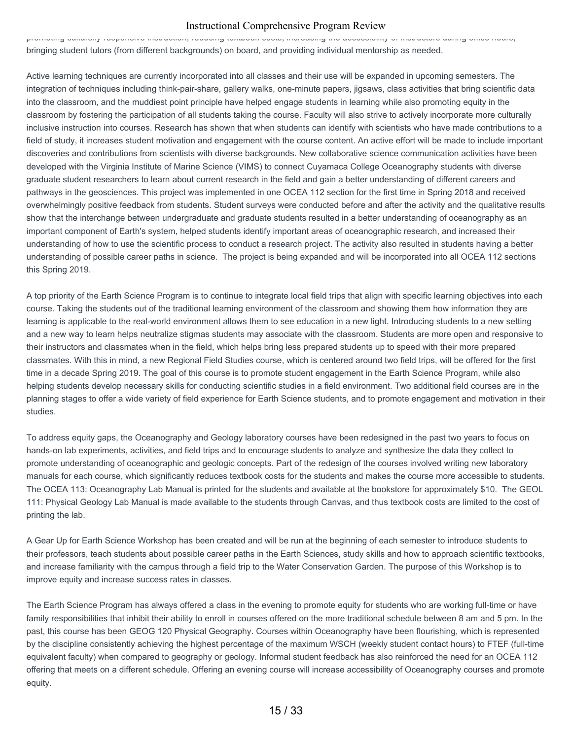promoting culturally responsive instruction, reducing textbook costs, increasing the accessibility of instructors during office hours, bringing student tutors (from different backgrounds) on board, and providing individual mentorship as needed.

Active learning techniques are currently incorporated into all classes and their use will be expanded in upcoming semesters. The integration of techniques including think-pair-share, gallery walks, one-minute papers, jigsaws, class activities that bring scientific data into the classroom, and the muddiest point principle have helped engage students in learning while also promoting equity in the classroom by fostering the participation of all students taking the course. Faculty will also strive to actively incorporate more culturally inclusive instruction into courses. Research has shown that when students can identify with scientists who have made contributions to a field of study, it increases student motivation and engagement with the course content. An active effort will be made to include important discoveries and contributions from scientists with diverse backgrounds. New collaborative science communication activities have been developed with the Virginia Institute of Marine Science (VIMS) to connect Cuyamaca College Oceanography students with diverse graduate student researchers to learn about current research in the field and gain a better understanding of different careers and pathways in the geosciences. This project was implemented in one OCEA 112 section for the first time in Spring 2018 and received overwhelmingly positive feedback from students. Student surveys were conducted before and after the activity and the qualitative results show that the interchange between undergraduate and graduate students resulted in a better understanding of oceanography as an important component of Earth's system, helped students identify important areas of oceanographic research, and increased their understanding of how to use the scientific process to conduct a research project. The activity also resulted in students having a better understanding of possible career paths in science. The project is being expanded and will be incorporated into all OCEA 112 sections this Spring 2019.

A top priority of the Earth Science Program is to continue to integrate local field trips that align with specific learning objectives into each course. Taking the students out of the traditional learning environment of the classroom and showing them how information they are learning is applicable to the real-world environment allows them to see education in a new light. Introducing students to a new setting and a new way to learn helps neutralize stigmas students may associate with the classroom. Students are more open and responsive to their instructors and classmates when in the field, which helps bring less prepared students up to speed with their more prepared classmates. With this in mind, a new Regional Field Studies course, which is centered around two field trips, will be offered for the first time in a decade Spring 2019. The goal of this course is to promote student engagement in the Earth Science Program, while also helping students develop necessary skills for conducting scientific studies in a field environment. Two additional field courses are in the planning stages to offer a wide variety of field experience for Earth Science students, and to promote engagement and motivation in their studies.

To address equity gaps, the Oceanography and Geology laboratory courses have been redesigned in the past two years to focus on hands-on lab experiments, activities, and field trips and to encourage students to analyze and synthesize the data they collect to promote understanding of oceanographic and geologic concepts. Part of the redesign of the courses involved writing new laboratory manuals for each course, which significantly reduces textbook costs for the students and makes the course more accessible to students. The OCEA 113: Oceanography Lab Manual is printed for the students and available at the bookstore for approximately $10. The GEOL 111: Physical Geology Lab Manual is made available to the students through Canvas, and thus textbook costs are limited to the cost of printing the lab.

A Gear Up for Earth Science Workshop has been created and will be run at the beginning of each semester to introduce students to their professors, teach students about possible career paths in the Earth Sciences, study skills and how to approach scientific textbooks, and increase familiarity with the campus through a field trip to the Water Conservation Garden. The purpose of this Workshop is to improve equity and increase success rates in classes.

The Earth Science Program has always offered a class in the evening to promote equity for students who are working full-time or have family responsibilities that inhibit their ability to enroll in courses offered on the more traditional schedule between 8 am and 5 pm. In the past, this course has been GEOG 120 Physical Geography. Courses within Oceanography have been flourishing, which is represented by the discipline consistently achieving the highest percentage of the maximum WSCH (weekly student contact hours) to FTEF (full-time equivalent faculty) when compared to geography or geology. Informal student feedback has also reinforced the need for an OCEA 112 offering that meets on a different schedule. Offering an evening course will increase accessibility of Oceanography courses and promote equity.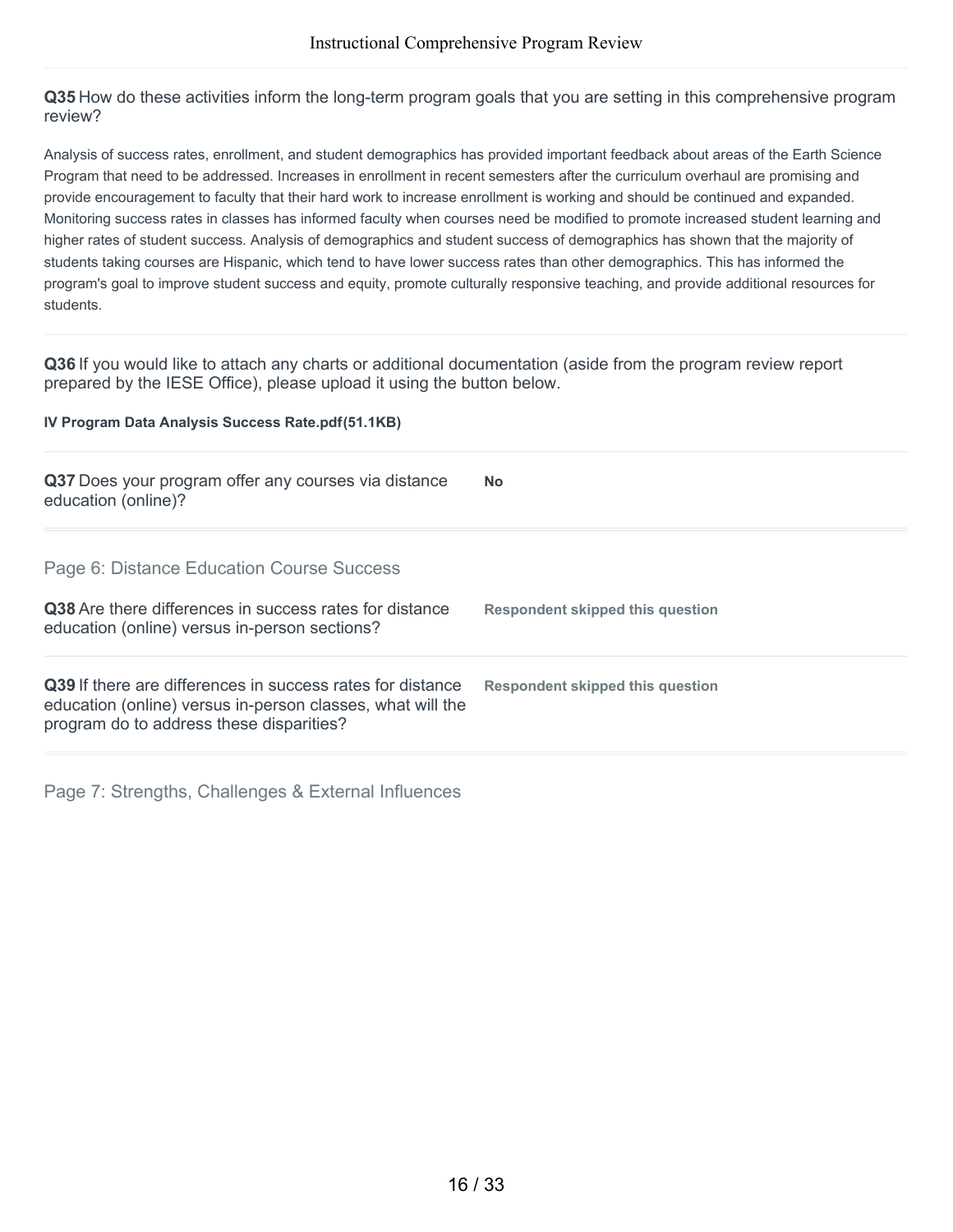**Q35** How do these activities inform the long-term program goals that you are setting in this comprehensive program review?

Analysis of success rates, enrollment, and student demographics has provided important feedback about areas of the Earth Science Program that need to be addressed. Increases in enrollment in recent semesters after the curriculum overhaul are promising and provide encouragement to faculty that their hard work to increase enrollment is working and should be continued and expanded. Monitoring success rates in classes has informed faculty when courses need be modified to promote increased student learning and higher rates of student success. Analysis of demographics and student success of demographics has shown that the majority of students taking courses are Hispanic, which tend to have lower success rates than other demographics. This has informed the program's goal to improve student success and equity, promote culturally responsive teaching, and provide additional resources for students.

**Q36** If you would like to attach any charts or additional documentation (aside from the program review report prepared by the IESE Office), please upload it using the button below.

**IV Program Data Analysis Success Rate.pdf(51.1KB)**

**Q37** Does your program offer any courses via distance education (online)? **No**

## Page 6: Distance Education Course Success

**Q38** Are there differences in success rates for distance education (online) versus in-person sections? **Respondent skipped this question**

**Q39** If there are differences in success rates for distance education (online) versus in-person classes, what will the program do to address these disparities? **Respondent skipped this question**

## Page 7: Strengths, Challenges & External Influences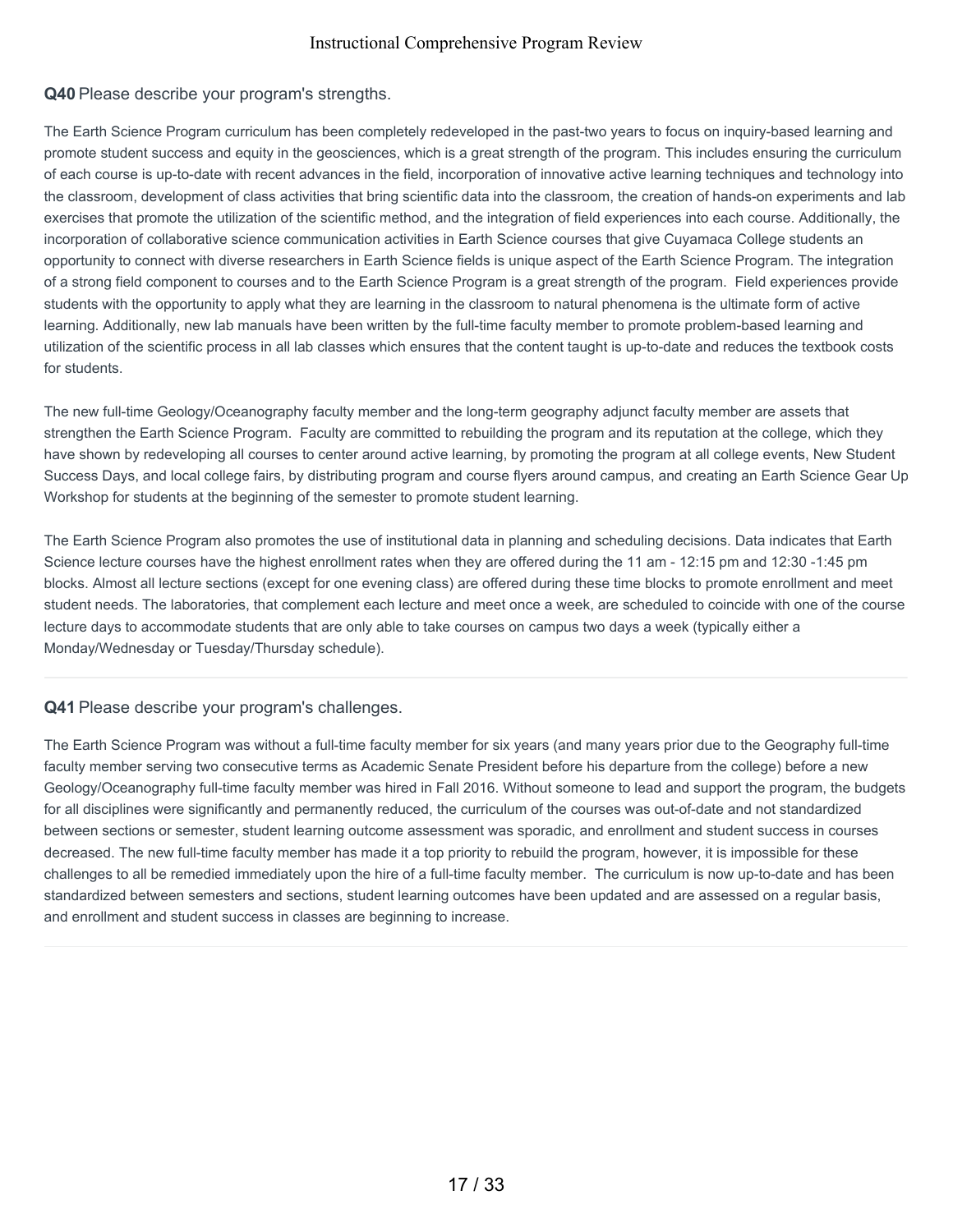**Q40** Please describe your program's strengths.

The Earth Science Program curriculum has been completely redeveloped in the past-two years to focus on inquiry-based learning and promote student success and equity in the geosciences, which is a great strength of the program. This includes ensuring the curriculum of each course is up-to-date with recent advances in the field, incorporation of innovative active learning techniques and technology into the classroom, development of class activities that bring scientific data into the classroom, the creation of hands-on experiments and lab exercises that promote the utilization of the scientific method, and the integration of field experiences into each course. Additionally, the incorporation of collaborative science communication activities in Earth Science courses that give Cuyamaca College students an opportunity to connect with diverse researchers in Earth Science fields is unique aspect of the Earth Science Program. The integration of a strong field component to courses and to the Earth Science Program is a great strength of the program. Field experiences provide students with the opportunity to apply what they are learning in the classroom to natural phenomena is the ultimate form of active learning. Additionally, new lab manuals have been written by the full-time faculty member to promote problem-based learning and utilization of the scientific process in all lab classes which ensures that the content taught is up-to-date and reduces the textbook costs for students.

The new full-time Geology/Oceanography faculty member and the long-term geography adjunct faculty member are assets that strengthen the Earth Science Program. Faculty are committed to rebuilding the program and its reputation at the college, which they have shown by redeveloping all courses to center around active learning, by promoting the program at all college events, New Student Success Days, and local college fairs, by distributing program and course flyers around campus, and creating an Earth Science Gear Up Workshop for students at the beginning of the semester to promote student learning.

The Earth Science Program also promotes the use of institutional data in planning and scheduling decisions. Data indicates that Earth Science lecture courses have the highest enrollment rates when they are offered during the 11 am - 12:15 pm and 12:30 -1:45 pm blocks. Almost all lecture sections (except for one evening class) are offered during these time blocks to promote enrollment and meet student needs. The laboratories, that complement each lecture and meet once a week, are scheduled to coincide with one of the course lecture days to accommodate students that are only able to take courses on campus two days a week (typically either a Monday/Wednesday or Tuesday/Thursday schedule).

**Q41** Please describe your program's challenges.

The Earth Science Program was without a full-time faculty member for six years (and many years prior due to the Geography full-time faculty member serving two consecutive terms as Academic Senate President before his departure from the college) before a new Geology/Oceanography full-time faculty member was hired in Fall 2016. Without someone to lead and support the program, the budgets for all disciplines were significantly and permanently reduced, the curriculum of the courses was out-of-date and not standardized between sections or semester, student learning outcome assessment was sporadic, and enrollment and student success in courses decreased. The new full-time faculty member has made it a top priority to rebuild the program, however, it is impossible for these challenges to all be remedied immediately upon the hire of a full-time faculty member. The curriculum is now up-to-date and has been standardized between semesters and sections, student learning outcomes have been updated and are assessed on a regular basis, and enrollment and student success in classes are beginning to increase.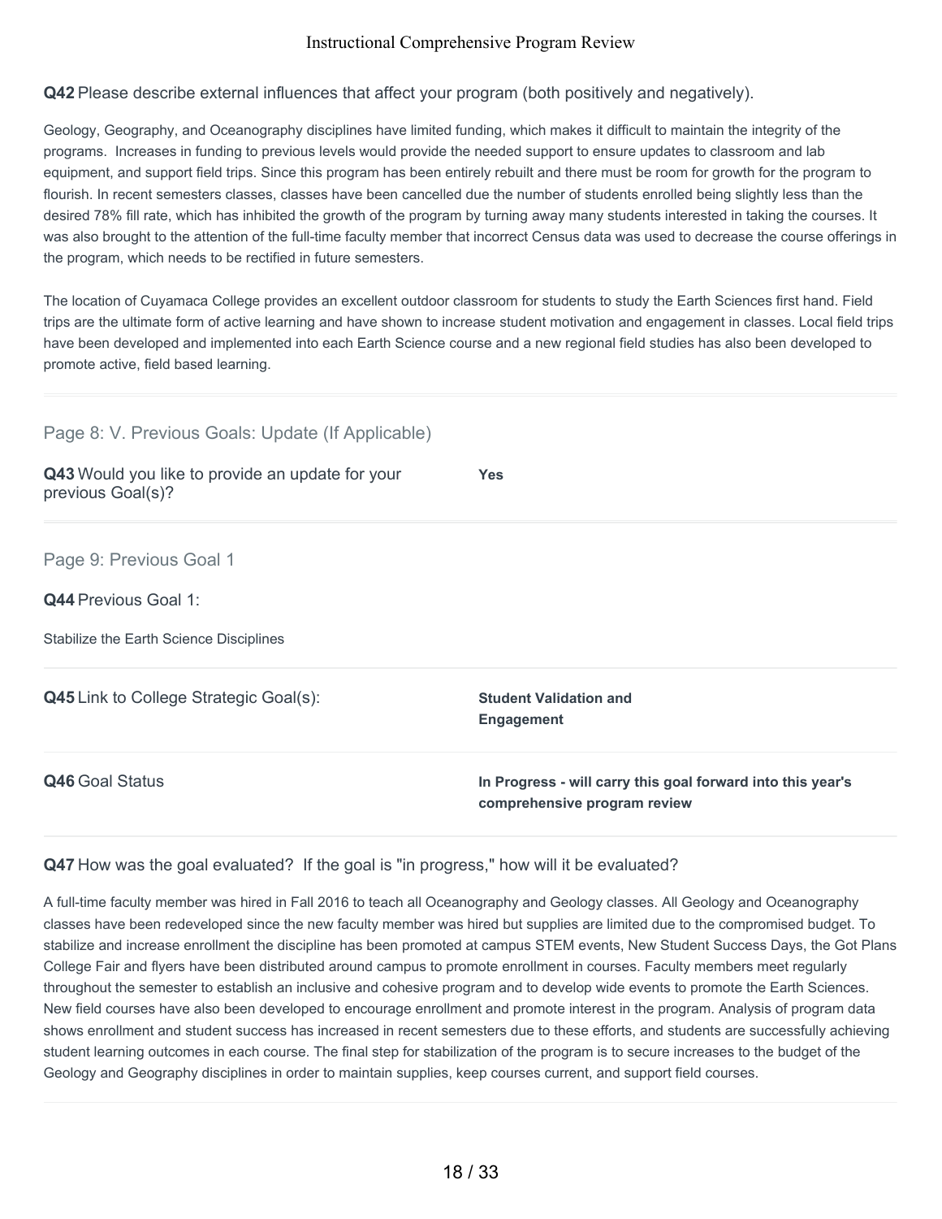**Q42** Please describe external influences that affect your program (both positively and negatively).

Geology, Geography, and Oceanography disciplines have limited funding, which makes it difficult to maintain the integrity of the programs. Increases in funding to previous levels would provide the needed support to ensure updates to classroom and lab equipment, and support field trips. Since this program has been entirely rebuilt and there must be room for growth for the program to flourish. In recent semesters classes, classes have been cancelled due the number of students enrolled being slightly less than the desired 78% fill rate, which has inhibited the growth of the program by turning away many students interested in taking the courses. It was also brought to the attention of the full-time faculty member that incorrect Census data was used to decrease the course offerings in the program, which needs to be rectified in future semesters.

The location of Cuyamaca College provides an excellent outdoor classroom for students to study the Earth Sciences first hand. Field trips are the ultimate form of active learning and have shown to increase student motivation and engagement in classes. Local field trips have been developed and implemented into each Earth Science course and a new regional field studies has also been developed to promote active, field based learning.

## Page 8: V. Previous Goals: Update (If Applicable)

**Q43** Would you like to provide an update for your previous Goal(s)? **Yes**

## Page 9: Previous Goal 1

**Q44** Previous Goal 1:

Stabilize the Earth Science Disciplines

**Q45** Link to College Strategic Goal(s): **Student Validation and Engagement**

**Q46** Goal Status **In Progress - will carry this goal forward into this year's comprehensive program review**

**Q47** How was the goal evaluated? If the goal is "in progress," how will it be evaluated?

A full-time faculty member was hired in Fall 2016 to teach all Oceanography and Geology classes. All Geology and Oceanography classes have been redeveloped since the new faculty member was hired but supplies are limited due to the compromised budget. To stabilize and increase enrollment the discipline has been promoted at campus STEM events, New Student Success Days, the Got Plans College Fair and flyers have been distributed around campus to promote enrollment in courses. Faculty members meet regularly throughout the semester to establish an inclusive and cohesive program and to develop wide events to promote the Earth Sciences. New field courses have also been developed to encourage enrollment and promote interest in the program. Analysis of program data shows enrollment and student success has increased in recent semesters due to these efforts, and students are successfully achieving student learning outcomes in each course. The final step for stabilization of the program is to secure increases to the budget of the Geology and Geography disciplines in order to maintain supplies, keep courses current, and support field courses.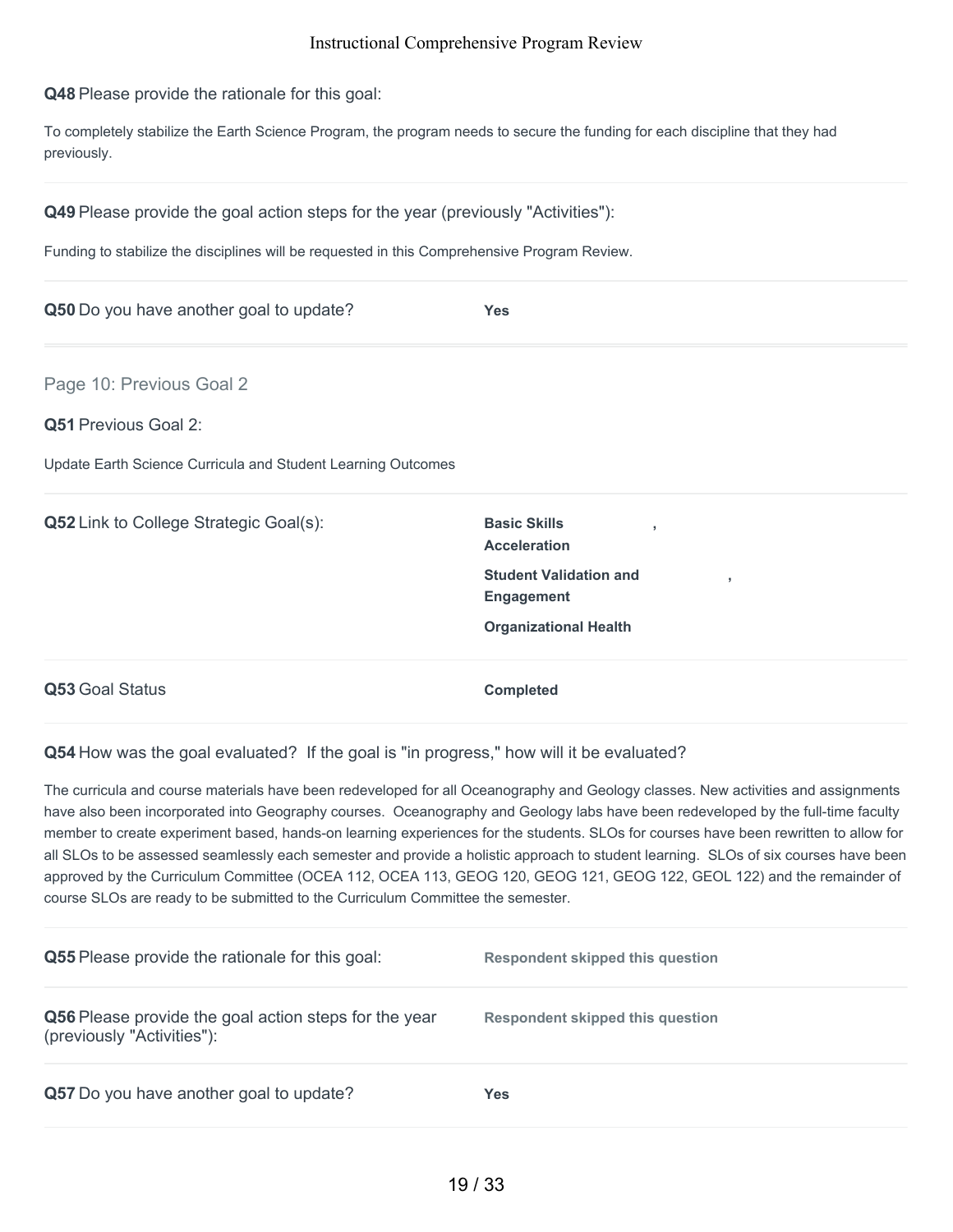**Q48** Please provide the rationale for this goal:

To completely stabilize the Earth Science Program, the program needs to secure the funding for each discipline that they had previously.

**Q49** Please provide the goal action steps for the year (previously "Activities"):

Funding to stabilize the disciplines will be requested in this Comprehensive Program Review.

**Q50** Do you have another goal to update? **Yes**

## Page 10: Previous Goal 2

**Q51** Previous Goal 2:

Update Earth Science Curricula and Student Learning Outcomes

**Q52** Link to College Strategic Goal(s):

**Basic Skills Acceleration**,
**Student Validation and Engagement**,
**Organizational Health**

**Q53** Goal Status **Completed**

**Q54** How was the goal evaluated? If the goal is "in progress," how will it be evaluated?

The curricula and course materials have been redeveloped for all Oceanography and Geology classes. New activities and assignments have also been incorporated into Geography courses. Oceanography and Geology labs have been redeveloped by the full-time faculty member to create experiment based, hands-on learning experiences for the students. SLOs for courses have been rewritten to allow for all SLOs to be assessed seamlessly each semester and provide a holistic approach to student learning. SLOs of six courses have been approved by the Curriculum Committee (OCEA 112, OCEA 113, GEOG 120, GEOG 121, GEOG 122, GEOL 122) and the remainder of course SLOs are ready to be submitted to the Curriculum Committee the semester.

**Q55** Please provide the rationale for this goal: **Respondent skipped this question**

**Q56** Please provide the goal action steps for the year (previously "Activities"): **Respondent skipped this question**

**Q57** Do you have another goal to update? **Yes**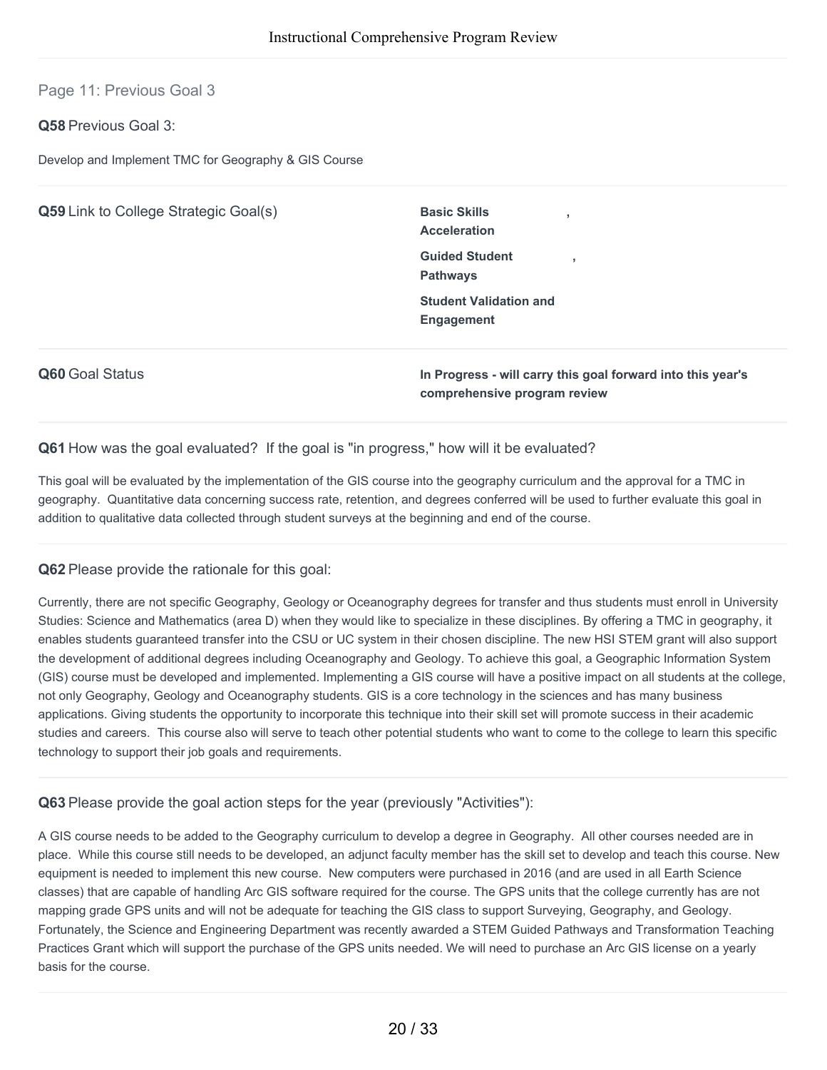## Page 11: Previous Goal 3

**Q58** Previous Goal 3:

Develop and Implement TMC for Geography & GIS Course

**Q59** Link to College Strategic Goal(s)

**Basic Skills Acceleration**,
**Guided Student Pathways**,
**Student Validation and Engagement**

**Q60** Goal Status

**In Progress - will carry this goal forward into this year's comprehensive program review**

**Q61** How was the goal evaluated? If the goal is "in progress," how will it be evaluated?

This goal will be evaluated by the implementation of the GIS course into the geography curriculum and the approval for a TMC in geography. Quantitative data concerning success rate, retention, and degrees conferred will be used to further evaluate this goal in addition to qualitative data collected through student surveys at the beginning and end of the course.

**Q62** Please provide the rationale for this goal:

Currently, there are not specific Geography, Geology or Oceanography degrees for transfer and thus students must enroll in University Studies: Science and Mathematics (area D) when they would like to specialize in these disciplines. By offering a TMC in geography, it enables students guaranteed transfer into the CSU or UC system in their chosen discipline. The new HSI STEM grant will also support the development of additional degrees including Oceanography and Geology. To achieve this goal, a Geographic Information System (GIS) course must be developed and implemented. Implementing a GIS course will have a positive impact on all students at the college, not only Geography, Geology and Oceanography students. GIS is a core technology in the sciences and has many business applications. Giving students the opportunity to incorporate this technique into their skill set will promote success in their academic studies and careers. This course also will serve to teach other potential students who want to come to the college to learn this specific technology to support their job goals and requirements.

**Q63** Please provide the goal action steps for the year (previously "Activities"):

A GIS course needs to be added to the Geography curriculum to develop a degree in Geography. All other courses needed are in place. While this course still needs to be developed, an adjunct faculty member has the skill set to develop and teach this course. New equipment is needed to implement this new course. New computers were purchased in 2016 (and are used in all Earth Science classes) that are capable of handling Arc GIS software required for the course. The GPS units that the college currently has are not mapping grade GPS units and will not be adequate for teaching the GIS class to support Surveying, Geography, and Geology. Fortunately, the Science and Engineering Department was recently awarded a STEM Guided Pathways and Transformation Teaching Practices Grant which will support the purchase of the GPS units needed. We will need to purchase an Arc GIS license on a yearly basis for the course.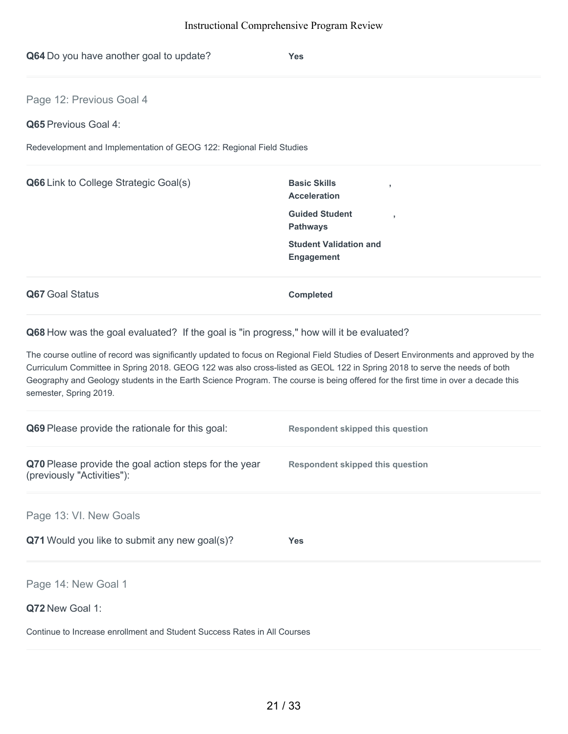**Q64** Do you have another goal to update? **Yes**

## Page 12: Previous Goal 4

**Q65** Previous Goal 4:

Redevelopment and Implementation of GEOG 122: Regional Field Studies

**Q66** Link to College Strategic Goal(s)

**Basic Skills Acceleration**,
**Guided Student Pathways**,
**Student Validation and Engagement**

**Q67** Goal Status **Completed**

**Q68** How was the goal evaluated? If the goal is "in progress," how will it be evaluated?

The course outline of record was significantly updated to focus on Regional Field Studies of Desert Environments and approved by the Curriculum Committee in Spring 2018. GEOG 122 was also cross-listed as GEOL 122 in Spring 2018 to serve the needs of both Geography and Geology students in the Earth Science Program. The course is being offered for the first time in over a decade this semester, Spring 2019.

**Q69** Please provide the rationale for this goal: **Respondent skipped this question**

**Q70** Please provide the goal action steps for the year (previously "Activities"): **Respondent skipped this question**

## Page 13: VI. New Goals

**Q71** Would you like to submit any new goal(s)? **Yes**

## Page 14: New Goal 1

**Q72** New Goal 1:

Continue to Increase enrollment and Student Success Rates in All Courses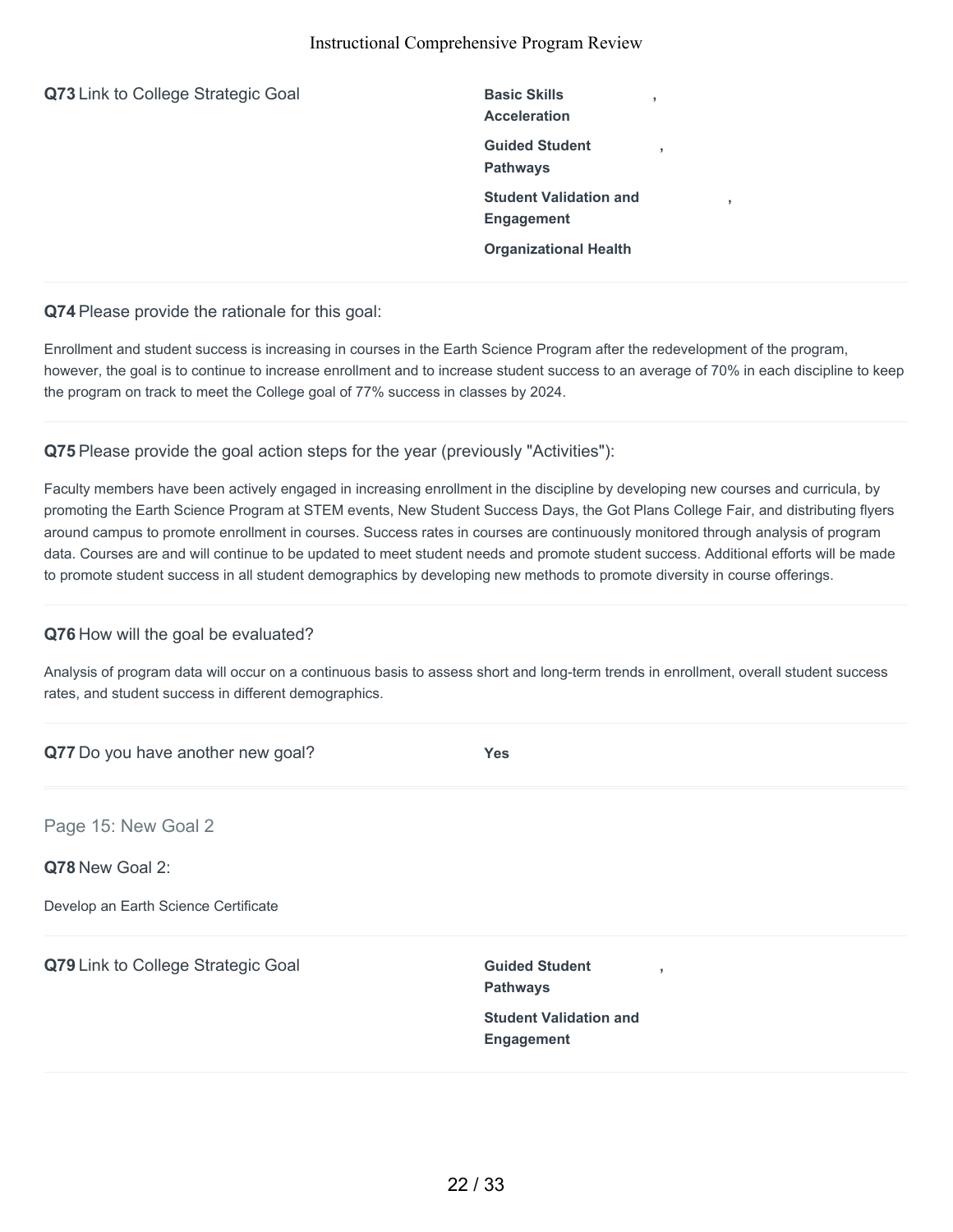**Q73** Link to College Strategic Goal

**Basic Skills Acceleration**, **Guided Student Pathways**, **Student Validation and Engagement**, **Organizational Health**

**Q74** Please provide the rationale for this goal:

Enrollment and student success is increasing in courses in the Earth Science Program after the redevelopment of the program, however, the goal is to continue to increase enrollment and to increase student success to an average of 70% in each discipline to keep the program on track to meet the College goal of 77% success in classes by 2024.

**Q75** Please provide the goal action steps for the year (previously "Activities"):

Faculty members have been actively engaged in increasing enrollment in the discipline by developing new courses and curricula, by promoting the Earth Science Program at STEM events, New Student Success Days, the Got Plans College Fair, and distributing flyers around campus to promote enrollment in courses. Success rates in courses are continuously monitored through analysis of program data. Courses are and will continue to be updated to meet student needs and promote student success. Additional efforts will be made to promote student success in all student demographics by developing new methods to promote diversity in course offerings.

**Q76** How will the goal be evaluated?

Analysis of program data will occur on a continuous basis to assess short and long-term trends in enrollment, overall student success rates, and student success in different demographics.

**Q77** Do you have another new goal? **Yes**

## Page 15: New Goal 2

**Q78** New Goal 2:

Develop an Earth Science Certificate

**Q79** Link to College Strategic Goal

**Guided Student Pathways**, **Student Validation and Engagement**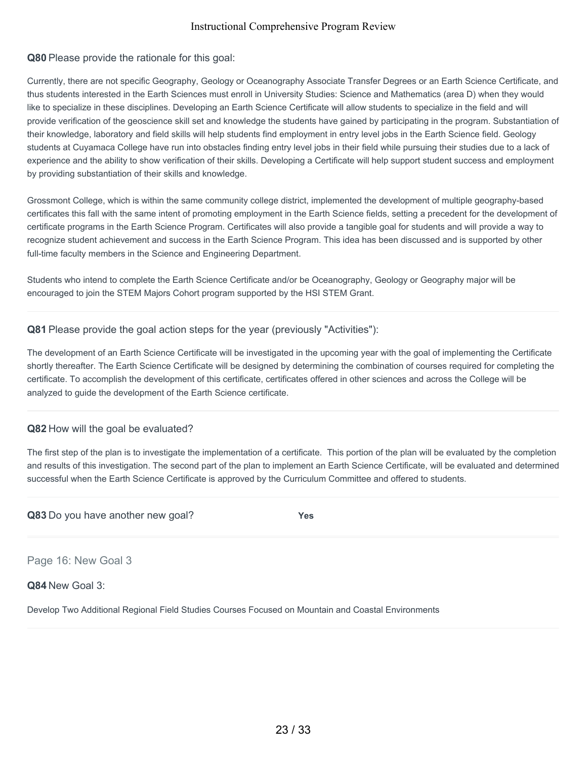**Q80** Please provide the rationale for this goal:

Currently, there are not specific Geography, Geology or Oceanography Associate Transfer Degrees or an Earth Science Certificate, and thus students interested in the Earth Sciences must enroll in University Studies: Science and Mathematics (area D) when they would like to specialize in these disciplines. Developing an Earth Science Certificate will allow students to specialize in the field and will provide verification of the geoscience skill set and knowledge the students have gained by participating in the program. Substantiation of their knowledge, laboratory and field skills will help students find employment in entry level jobs in the Earth Science field. Geology students at Cuyamaca College have run into obstacles finding entry level jobs in their field while pursuing their studies due to a lack of experience and the ability to show verification of their skills. Developing a Certificate will help support student success and employment by providing substantiation of their skills and knowledge.

Grossmont College, which is within the same community college district, implemented the development of multiple geography-based certificates this fall with the same intent of promoting employment in the Earth Science fields, setting a precedent for the development of certificate programs in the Earth Science Program. Certificates will also provide a tangible goal for students and will provide a way to recognize student achievement and success in the Earth Science Program. This idea has been discussed and is supported by other full-time faculty members in the Science and Engineering Department.

Students who intend to complete the Earth Science Certificate and/or be Oceanography, Geology or Geography major will be encouraged to join the STEM Majors Cohort program supported by the HSI STEM Grant.

**Q81** Please provide the goal action steps for the year (previously "Activities"):

The development of an Earth Science Certificate will be investigated in the upcoming year with the goal of implementing the Certificate shortly thereafter. The Earth Science Certificate will be designed by determining the combination of courses required for completing the certificate. To accomplish the development of this certificate, certificates offered in other sciences and across the College will be analyzed to guide the development of the Earth Science certificate.

**Q82** How will the goal be evaluated?

The first step of the plan is to investigate the implementation of a certificate. This portion of the plan will be evaluated by the completion and results of this investigation. The second part of the plan to implement an Earth Science Certificate, will be evaluated and determined successful when the Earth Science Certificate is approved by the Curriculum Committee and offered to students.

**Q83** Do you have another new goal? **Yes**

## Page 16: New Goal 3

**Q84** New Goal 3:

Develop Two Additional Regional Field Studies Courses Focused on Mountain and Coastal Environments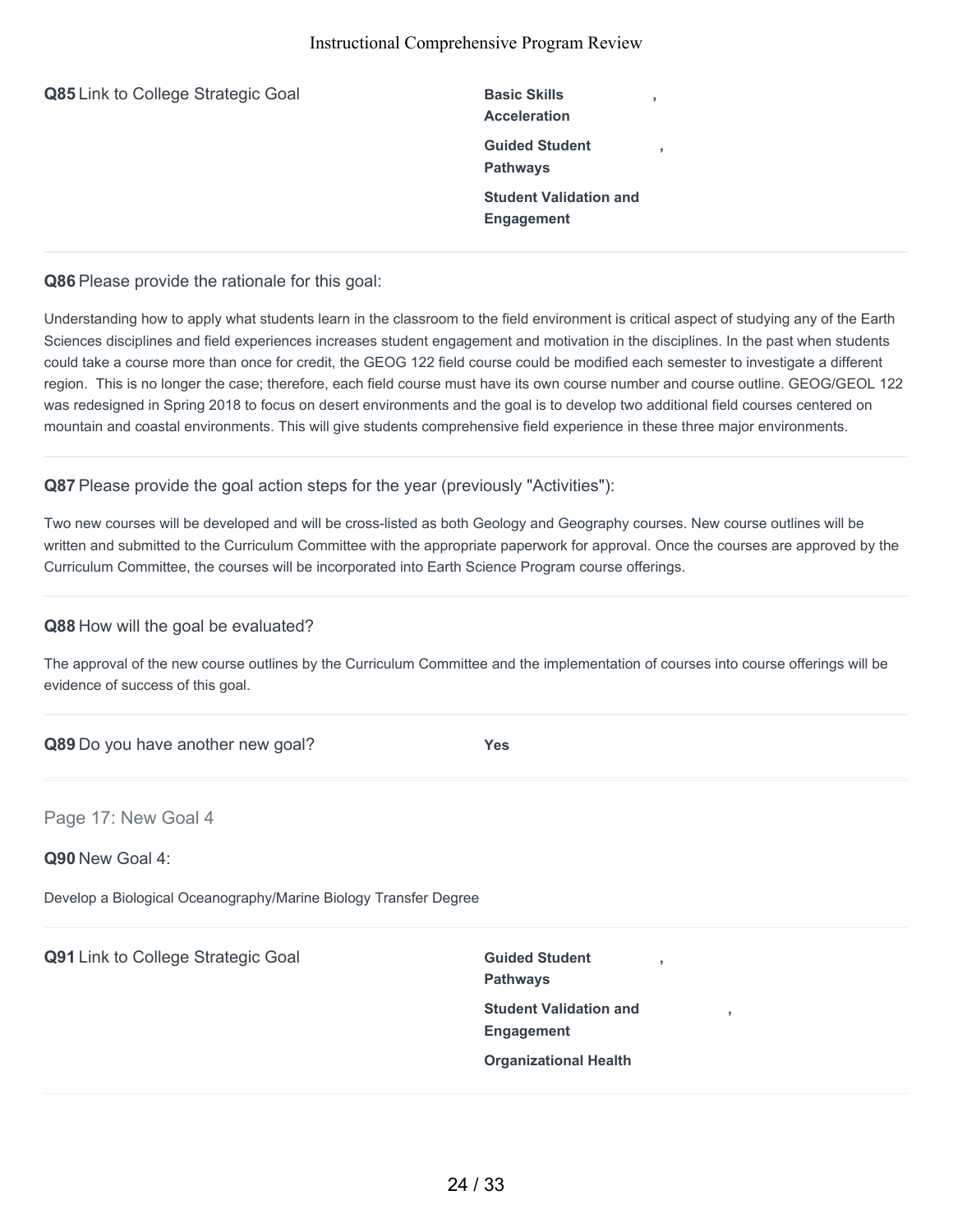**Q85** Link to College Strategic Goal

**Basic Skills Acceleration**,
**Guided Student Pathways**,
**Student Validation and Engagement**

---

**Q86** Please provide the rationale for this goal:

Understanding how to apply what students learn in the classroom to the field environment is critical aspect of studying any of the Earth Sciences disciplines and field experiences increases student engagement and motivation in the disciplines. In the past when students could take a course more than once for credit, the GEOG 122 field course could be modified each semester to investigate a different region. This is no longer the case; therefore, each field course must have its own course number and course outline. GEOG/GEOL 122 was redesigned in Spring 2018 to focus on desert environments and the goal is to develop two additional field courses centered on mountain and coastal environments. This will give students comprehensive field experience in these three major environments.

---

**Q87** Please provide the goal action steps for the year (previously "Activities"):

Two new courses will be developed and will be cross-listed as both Geology and Geography courses. New course outlines will be written and submitted to the Curriculum Committee with the appropriate paperwork for approval. Once the courses are approved by the Curriculum Committee, the courses will be incorporated into Earth Science Program course offerings.

---

**Q88** How will the goal be evaluated?

The approval of the new course outlines by the Curriculum Committee and the implementation of courses into course offerings will be evidence of success of this goal.

---

**Q89** Do you have another new goal? **Yes**

---

## Page 17: New Goal 4

**Q90** New Goal 4:

Develop a Biological Oceanography/Marine Biology Transfer Degree

---

**Q91** Link to College Strategic Goal

**Guided Student Pathways**,
**Student Validation and Engagement**,
**Organizational Health**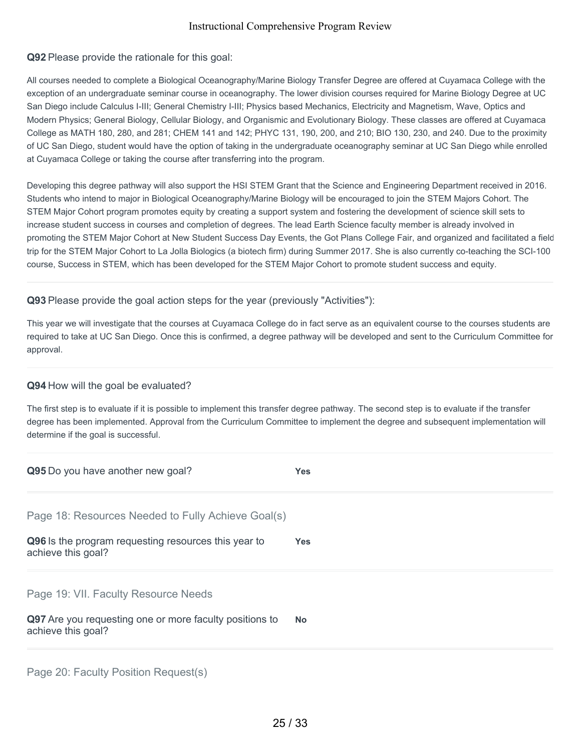**Q92** Please provide the rationale for this goal:

All courses needed to complete a Biological Oceanography/Marine Biology Transfer Degree are offered at Cuyamaca College with the exception of an undergraduate seminar course in oceanography. The lower division courses required for Marine Biology Degree at UC San Diego include Calculus I-III; General Chemistry I-III; Physics based Mechanics, Electricity and Magnetism, Wave, Optics and Modern Physics; General Biology, Cellular Biology, and Organismic and Evolutionary Biology. These classes are offered at Cuyamaca College as MATH 180, 280, and 281; CHEM 141 and 142; PHYC 131, 190, 200, and 210; BIO 130, 230, and 240. Due to the proximity of UC San Diego, student would have the option of taking in the undergraduate oceanography seminar at UC San Diego while enrolled at Cuyamaca College or taking the course after transferring into the program.

Developing this degree pathway will also support the HSI STEM Grant that the Science and Engineering Department received in 2016. Students who intend to major in Biological Oceanography/Marine Biology will be encouraged to join the STEM Majors Cohort. The STEM Major Cohort program promotes equity by creating a support system and fostering the development of science skill sets to increase student success in courses and completion of degrees. The lead Earth Science faculty member is already involved in promoting the STEM Major Cohort at New Student Success Day Events, the Got Plans College Fair, and organized and facilitated a field trip for the STEM Major Cohort to La Jolla Biologics (a biotech firm) during Summer 2017. She is also currently co-teaching the SCI-100 course, Success in STEM, which has been developed for the STEM Major Cohort to promote student success and equity.

**Q93** Please provide the goal action steps for the year (previously "Activities"):

This year we will investigate that the courses at Cuyamaca College do in fact serve as an equivalent course to the courses students are required to take at UC San Diego. Once this is confirmed, a degree pathway will be developed and sent to the Curriculum Committee for approval.

**Q94** How will the goal be evaluated?

The first step is to evaluate if it is possible to implement this transfer degree pathway. The second step is to evaluate if the transfer degree has been implemented. Approval from the Curriculum Committee to implement the degree and subsequent implementation will determine if the goal is successful.

**Q95** Do you have another new goal? **Yes**

## Page 18: Resources Needed to Fully Achieve Goal(s)

**Q96** Is the program requesting resources this year to achieve this goal? **Yes**

## Page 19: VII. Faculty Resource Needs

**Q97** Are you requesting one or more faculty positions to achieve this goal? **No**

## Page 20: Faculty Position Request(s)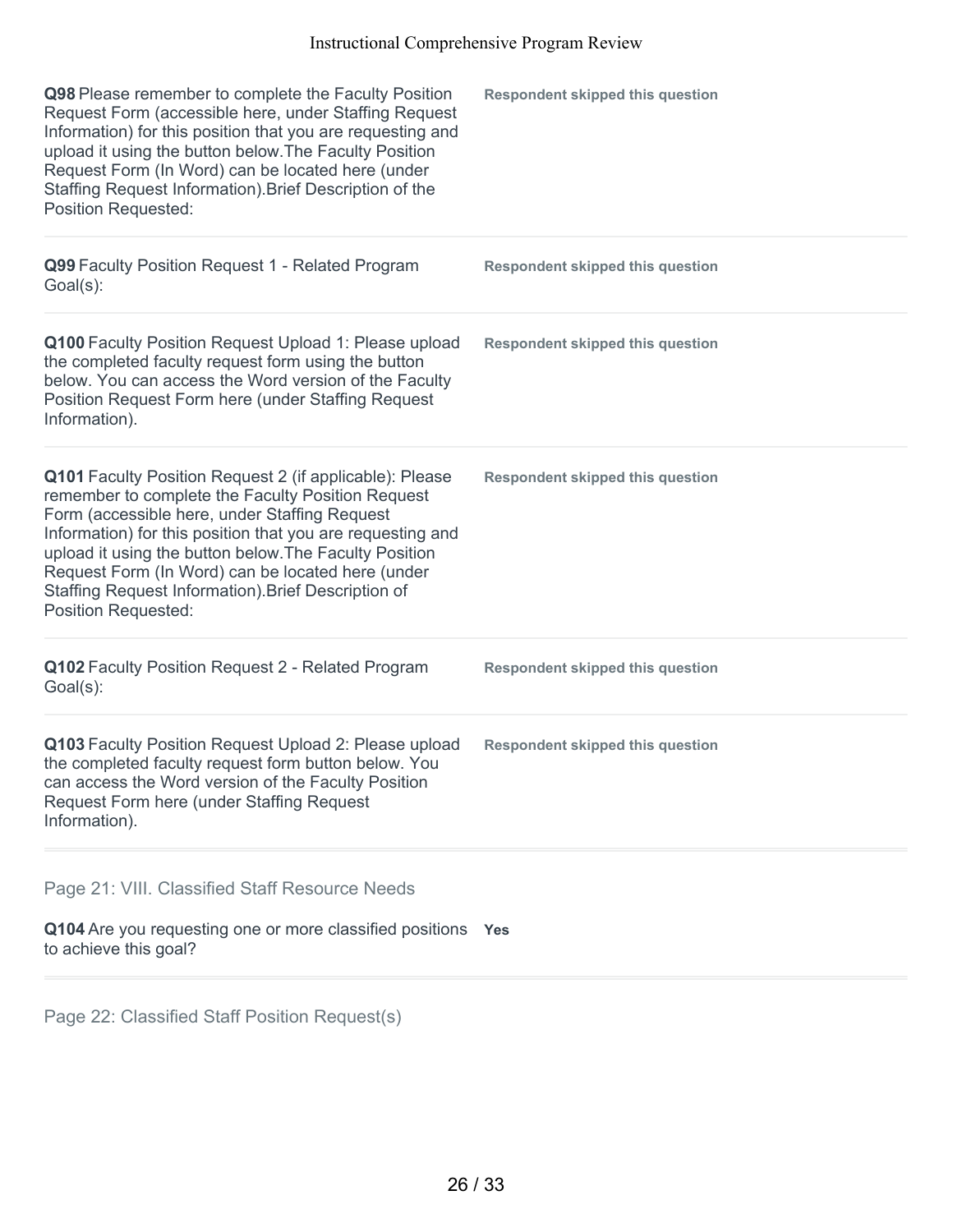**Q98** Please remember to complete the Faculty Position Request Form (accessible here, under Staffing Request Information) for this position that you are requesting and upload it using the button below.The Faculty Position Request Form (In Word) can be located here (under Staffing Request Information).Brief Description of the Position Requested:

**Respondent skipped this question**

**Q99** Faculty Position Request 1 - Related Program Goal(s):

**Respondent skipped this question**

**Q100** Faculty Position Request Upload 1: Please upload the completed faculty request form using the button below. You can access the Word version of the Faculty Position Request Form here (under Staffing Request Information).

**Respondent skipped this question**

**Q101** Faculty Position Request 2 (if applicable): Please remember to complete the Faculty Position Request Form (accessible here, under Staffing Request Information) for this position that you are requesting and upload it using the button below.The Faculty Position Request Form (In Word) can be located here (under Staffing Request Information).Brief Description of Position Requested:

**Respondent skipped this question**

**Q102** Faculty Position Request 2 - Related Program Goal(s):

**Respondent skipped this question**

**Q103** Faculty Position Request Upload 2: Please upload the completed faculty request form button below. You can access the Word version of the Faculty Position Request Form here (under Staffing Request Information).

**Respondent skipped this question**

## Page 21: VIII. Classified Staff Resource Needs

**Q104** Are you requesting one or more classified positions to achieve this goal?

**Yes**

## Page 22: Classified Staff Position Request(s)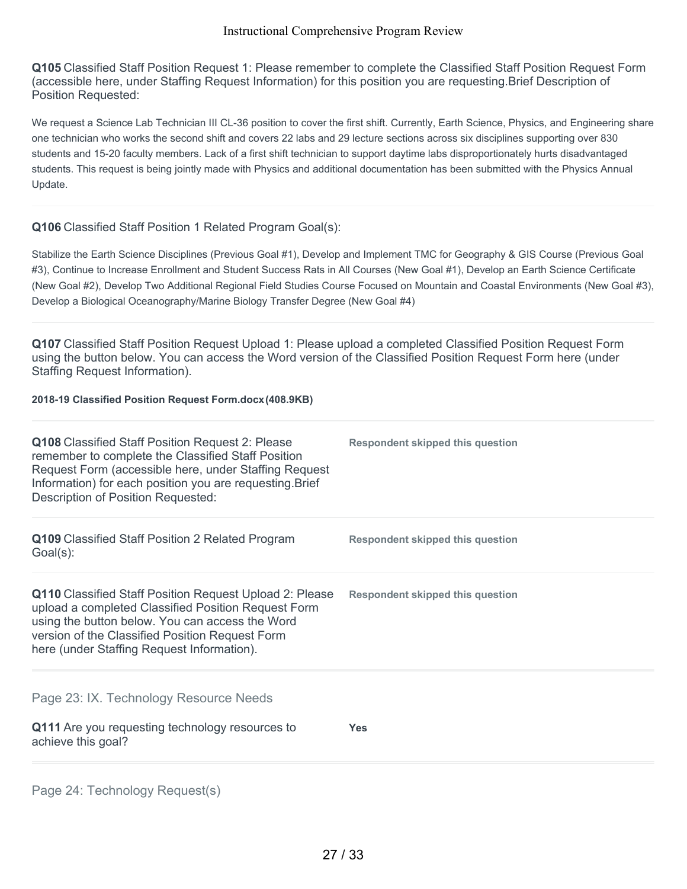**Q105** Classified Staff Position Request 1: Please remember to complete the Classified Staff Position Request Form (accessible here, under Staffing Request Information) for this position you are requesting.Brief Description of Position Requested:

We request a Science Lab Technician III CL-36 position to cover the first shift. Currently, Earth Science, Physics, and Engineering share one technician who works the second shift and covers 22 labs and 29 lecture sections across six disciplines supporting over 830 students and 15-20 faculty members. Lack of a first shift technician to support daytime labs disproportionately hurts disadvantaged students. This request is being jointly made with Physics and additional documentation has been submitted with the Physics Annual Update.

**Q106** Classified Staff Position 1 Related Program Goal(s):

Stabilize the Earth Science Disciplines (Previous Goal #1), Develop and Implement TMC for Geography & GIS Course (Previous Goal #3), Continue to Increase Enrollment and Student Success Rats in All Courses (New Goal #1), Develop an Earth Science Certificate (New Goal #2), Develop Two Additional Regional Field Studies Course Focused on Mountain and Coastal Environments (New Goal #3), Develop a Biological Oceanography/Marine Biology Transfer Degree (New Goal #4)

**Q107** Classified Staff Position Request Upload 1: Please upload a completed Classified Position Request Form using the button below. You can access the Word version of the Classified Position Request Form here (under Staffing Request Information).

**2018-19 Classified Position Request Form.docx(408.9KB)**

| | |
|---|---|
| **Q108** Classified Staff Position Request 2: Please remember to complete the Classified Staff Position Request Form (accessible here, under Staffing Request Information) for each position you are requesting.Brief Description of Position Requested: | **Respondent skipped this question** |
| **Q109** Classified Staff Position 2 Related Program Goal(s): | **Respondent skipped this question** |
| **Q110** Classified Staff Position Request Upload 2: Please upload a completed Classified Position Request Form using the button below. You can access the Word version of the Classified Position Request Form here (under Staffing Request Information). | **Respondent skipped this question** |

## Page 23: IX. Technology Resource Needs

| | |
|---|---|
| **Q111** Are you requesting technology resources to achieve this goal? | **Yes** |

## Page 24: Technology Request(s)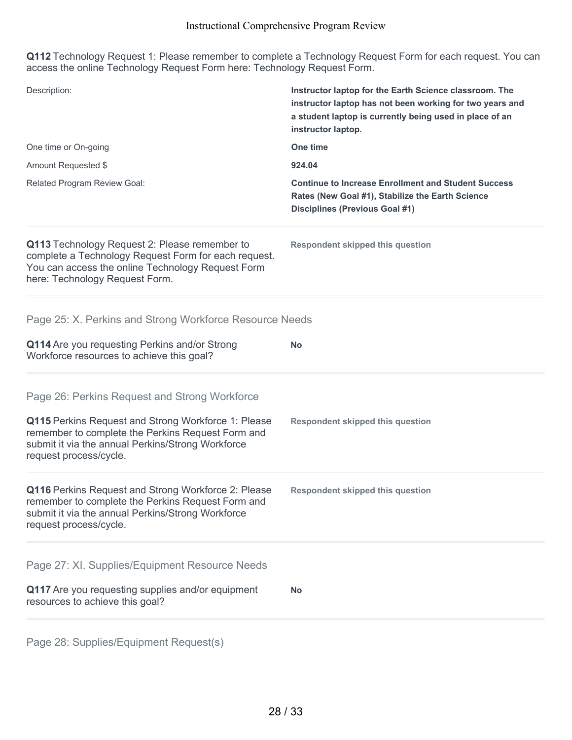**Q112** Technology Request 1: Please remember to complete a Technology Request Form for each request. You can access the online Technology Request Form here: Technology Request Form.

| | |
|---|---|
| Description: | **Instructor laptop for the Earth Science classroom. The instructor laptop has not been working for two years and a student laptop is currently being used in place of an instructor laptop.** |
| One time or On-going | **One time** |
| Amount Requested $ | **924.04** |
| Related Program Review Goal: | **Continue to Increase Enrollment and Student Success Rates (New Goal #1), Stabilize the Earth Science Disciplines (Previous Goal #1)** |

**Q113** Technology Request 2: Please remember to complete a Technology Request Form for each request. You can access the online Technology Request Form here: Technology Request Form.

**Respondent skipped this question**

## Page 25: X. Perkins and Strong Workforce Resource Needs

**Q114** Are you requesting Perkins and/or Strong Workforce resources to achieve this goal?

**No**

## Page 26: Perkins Request and Strong Workforce

**Q115** Perkins Request and Strong Workforce 1: Please remember to complete the Perkins Request Form and submit it via the annual Perkins/Strong Workforce request process/cycle.

**Respondent skipped this question**

**Q116** Perkins Request and Strong Workforce 2: Please remember to complete the Perkins Request Form and submit it via the annual Perkins/Strong Workforce request process/cycle.

**Respondent skipped this question**

## Page 27: XI. Supplies/Equipment Resource Needs

**Q117** Are you requesting supplies and/or equipment resources to achieve this goal?

**No**

## Page 28: Supplies/Equipment Request(s)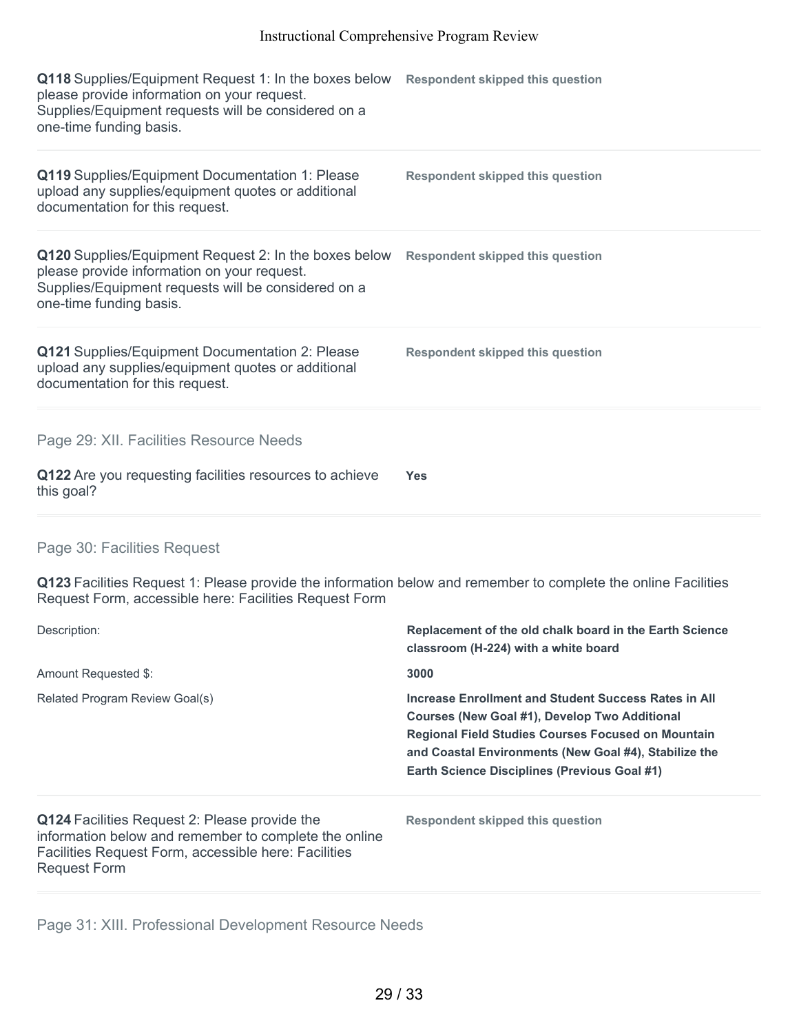| | |
|---|---|
| **Q118** Supplies/Equipment Request 1: In the boxes below please provide information on your request. Supplies/Equipment requests will be considered on a one-time funding basis. | **Respondent skipped this question** |
| **Q119** Supplies/Equipment Documentation 1: Please upload any supplies/equipment quotes or additional documentation for this request. | **Respondent skipped this question** |
| **Q120** Supplies/Equipment Request 2: In the boxes below please provide information on your request. Supplies/Equipment requests will be considered on a one-time funding basis. | **Respondent skipped this question** |
| **Q121** Supplies/Equipment Documentation 2: Please upload any supplies/equipment quotes or additional documentation for this request. | **Respondent skipped this question** |

## Page 29: XII. Facilities Resource Needs

| | |
|---|---|
| **Q122** Are you requesting facilities resources to achieve this goal? | **Yes** |

## Page 30: Facilities Request

**Q123** Facilities Request 1: Please provide the information below and remember to complete the online Facilities Request Form, accessible here: Facilities Request Form

| | |
|---|---|
| Description: | **Replacement of the old chalk board in the Earth Science classroom (H-224) with a white board** |
| Amount Requested $: | **3000** |
| Related Program Review Goal(s) | **Increase Enrollment and Student Success Rates in All Courses (New Goal #1), Develop Two Additional Regional Field Studies Courses Focused on Mountain and Coastal Environments (New Goal #4), Stabilize the Earth Science Disciplines (Previous Goal #1)** |

| | |
|---|---|
| **Q124** Facilities Request 2: Please provide the information below and remember to complete the online Facilities Request Form, accessible here: Facilities Request Form | **Respondent skipped this question** |

## Page 31: XIII. Professional Development Resource Needs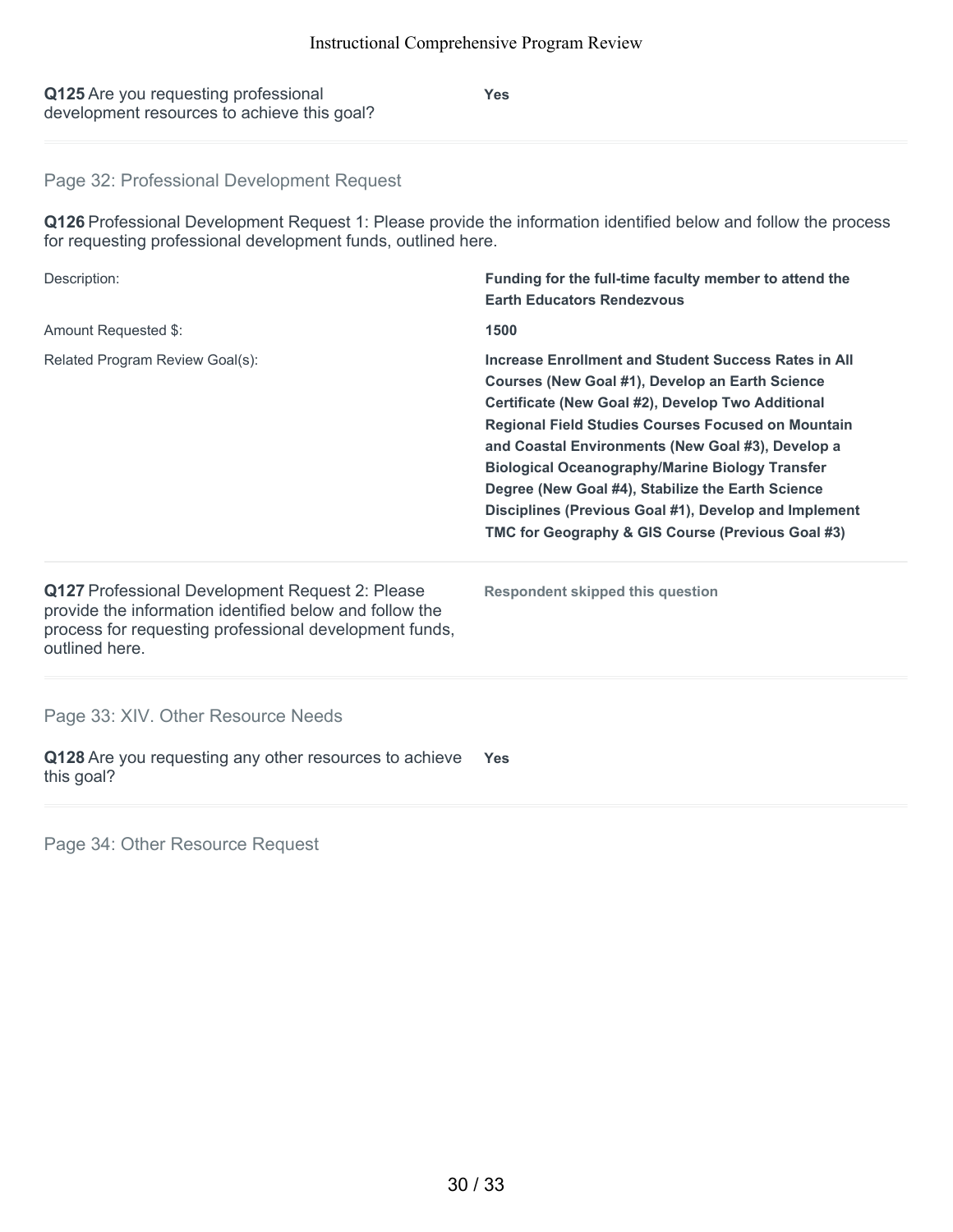**Q125** Are you requesting professional development resources to achieve this goal?

**Yes**

## Page 32: Professional Development Request

**Q126** Professional Development Request 1: Please provide the information identified below and follow the process for requesting professional development funds, outlined here.

| | |
|---|---|
| Description: | **Funding for the full-time faculty member to attend the Earth Educators Rendezvous** |
| Amount Requested $: | **1500** |
| Related Program Review Goal(s): | **Increase Enrollment and Student Success Rates in All Courses (New Goal #1), Develop an Earth Science Certificate (New Goal #2), Develop Two Additional Regional Field Studies Courses Focused on Mountain and Coastal Environments (New Goal #3), Develop a Biological Oceanography/Marine Biology Transfer Degree (New Goal #4), Stabilize the Earth Science Disciplines (Previous Goal #1), Develop and Implement TMC for Geography & GIS Course (Previous Goal #3)** |

**Q127** Professional Development Request 2: Please provide the information identified below and follow the process for requesting professional development funds, outlined here.

**Respondent skipped this question**

## Page 33: XIV. Other Resource Needs

**Q128** Are you requesting any other resources to achieve this goal?

**Yes**

## Page 34: Other Resource Request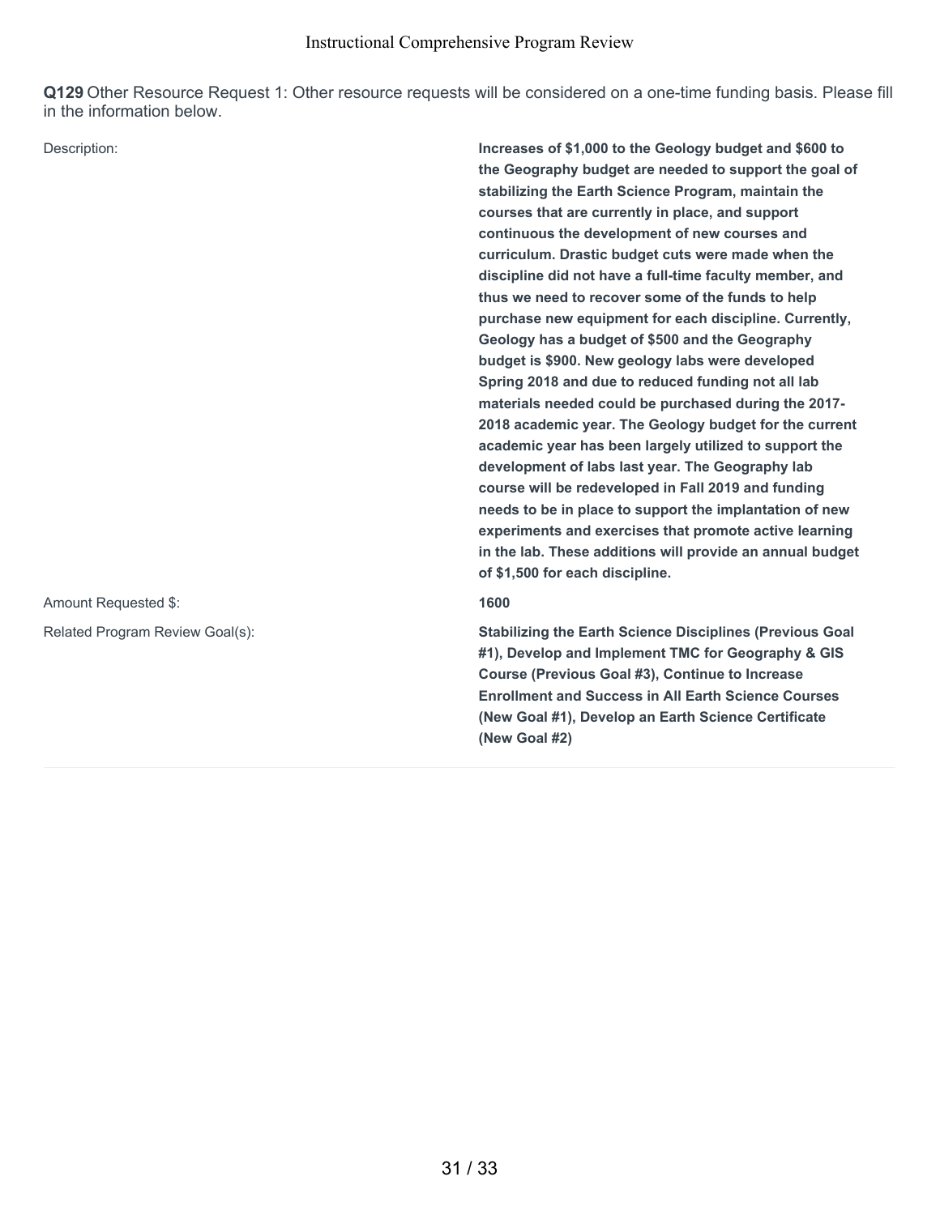**Q129** Other Resource Request 1: Other resource requests will be considered on a one-time funding basis. Please fill in the information below.

| | |
|---|---|
| Description: | **Increases of $1,000 to the Geology budget and $600 to the Geography budget are needed to support the goal of stabilizing the Earth Science Program, maintain the courses that are currently in place, and support continuous the development of new courses and curriculum. Drastic budget cuts were made when the discipline did not have a full-time faculty member, and thus we need to recover some of the funds to help purchase new equipment for each discipline. Currently, Geology has a budget of $500 and the Geography budget is $900. New geology labs were developed Spring 2018 and due to reduced funding not all lab materials needed could be purchased during the 2017-2018 academic year. The Geology budget for the current academic year has been largely utilized to support the development of labs last year. The Geography lab course will be redeveloped in Fall 2019 and funding needs to be in place to support the implantation of new experiments and exercises that promote active learning in the lab. These additions will provide an annual budget of $1,500 for each discipline.** |
| Amount Requested $: | **1600** |
| Related Program Review Goal(s): | **Stabilizing the Earth Science Disciplines (Previous Goal #1), Develop and Implement TMC for Geography & GIS Course (Previous Goal #3), Continue to Increase Enrollment and Success in All Earth Science Courses (New Goal #1), Develop an Earth Science Certificate (New Goal #2)** |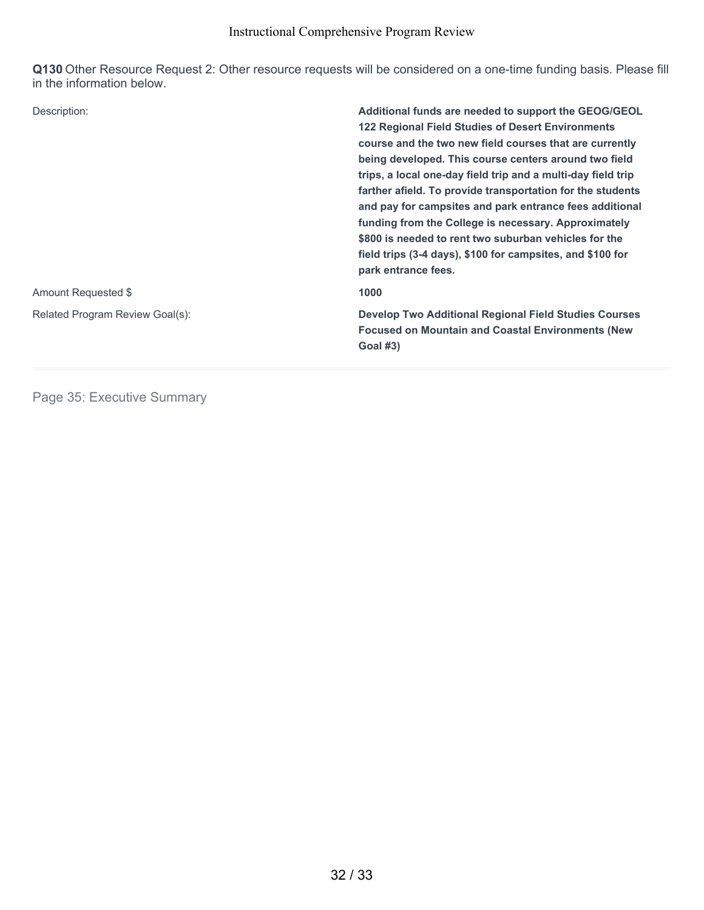**Q130** Other Resource Request 2: Other resource requests will be considered on a one-time funding basis. Please fill in the information below.

| | |
|---|---|
| Description: | **Additional funds are needed to support the GEOG/GEOL 122 Regional Field Studies of Desert Environments course and the two new field courses that are currently being developed. This course centers around two field trips, a local one-day field trip and a multi-day field trip farther afield. To provide transportation for the students and pay for campsites and park entrance fees additional funding from the College is necessary. Approximately $800 is needed to rent two suburban vehicles for the field trips (3-4 days), $100 for campsites, and $100 for park entrance fees.** |
| Amount Requested $ | **1000** |
| Related Program Review Goal(s): | **Develop Two Additional Regional Field Studies Courses Focused on Mountain and Coastal Environments (New Goal #3)** |

Page 35: Executive Summary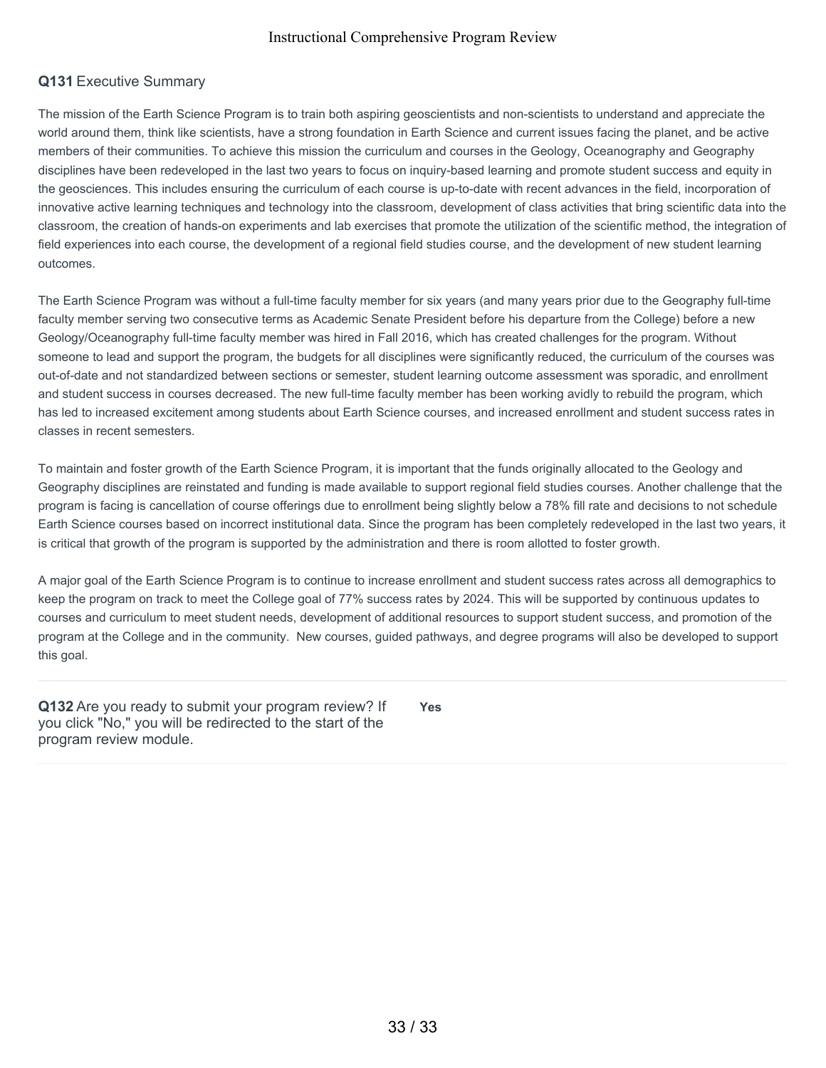**Q131** Executive Summary

The mission of the Earth Science Program is to train both aspiring geoscientists and non-scientists to understand and appreciate the world around them, think like scientists, have a strong foundation in Earth Science and current issues facing the planet, and be active members of their communities. To achieve this mission the curriculum and courses in the Geology, Oceanography and Geography disciplines have been redeveloped in the last two years to focus on inquiry-based learning and promote student success and equity in the geosciences. This includes ensuring the curriculum of each course is up-to-date with recent advances in the field, incorporation of innovative active learning techniques and technology into the classroom, development of class activities that bring scientific data into the classroom, the creation of hands-on experiments and lab exercises that promote the utilization of the scientific method, the integration of field experiences into each course, the development of a regional field studies course, and the development of new student learning outcomes.

The Earth Science Program was without a full-time faculty member for six years (and many years prior due to the Geography full-time faculty member serving two consecutive terms as Academic Senate President before his departure from the College) before a new Geology/Oceanography full-time faculty member was hired in Fall 2016, which has created challenges for the program. Without someone to lead and support the program, the budgets for all disciplines were significantly reduced, the curriculum of the courses was out-of-date and not standardized between sections or semester, student learning outcome assessment was sporadic, and enrollment and student success in courses decreased. The new full-time faculty member has been working avidly to rebuild the program, which has led to increased excitement among students about Earth Science courses, and increased enrollment and student success rates in classes in recent semesters.

To maintain and foster growth of the Earth Science Program, it is important that the funds originally allocated to the Geology and Geography disciplines are reinstated and funding is made available to support regional field studies courses. Another challenge that the program is facing is cancellation of course offerings due to enrollment being slightly below a 78% fill rate and decisions to not schedule Earth Science courses based on incorrect institutional data. Since the program has been completely redeveloped in the last two years, it is critical that growth of the program is supported by the administration and there is room allotted to foster growth.

A major goal of the Earth Science Program is to continue to increase enrollment and student success rates across all demographics to keep the program on track to meet the College goal of 77% success rates by 2024. This will be supported by continuous updates to courses and curriculum to meet student needs, development of additional resources to support student success, and promotion of the program at the College and in the community. New courses, guided pathways, and degree programs will also be developed to support this goal.

---

**Q132** Are you ready to submit your program review? If you click "No," you will be redirected to the start of the program review module.

**Yes**